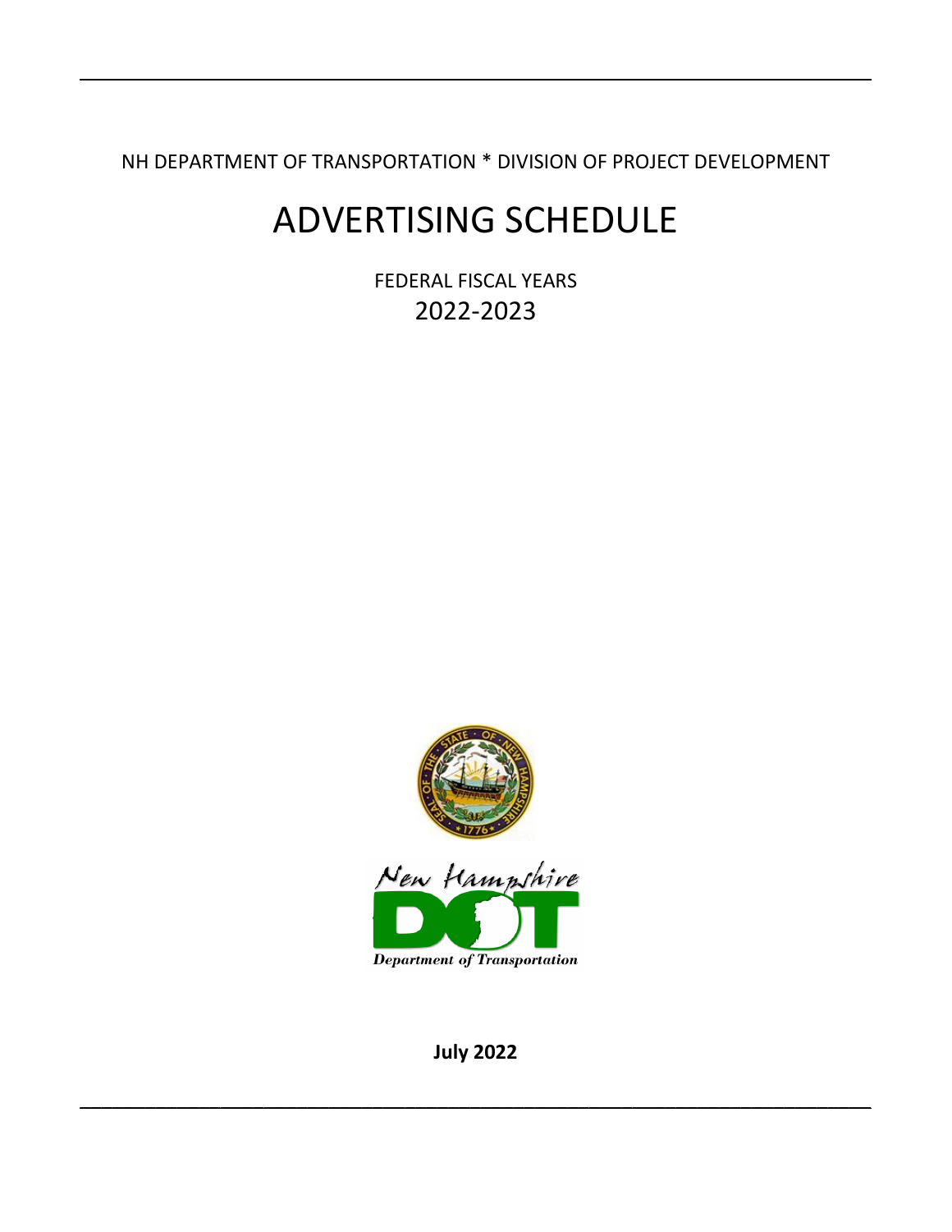NH DEPARTMENT OF TRANSPORTATION * DIVISION OF PROJECT DEVELOPMENT

# ADVERTISING SCHEDULE

FEDERAL FISCAL YEARS

2022-2023

**July 2022**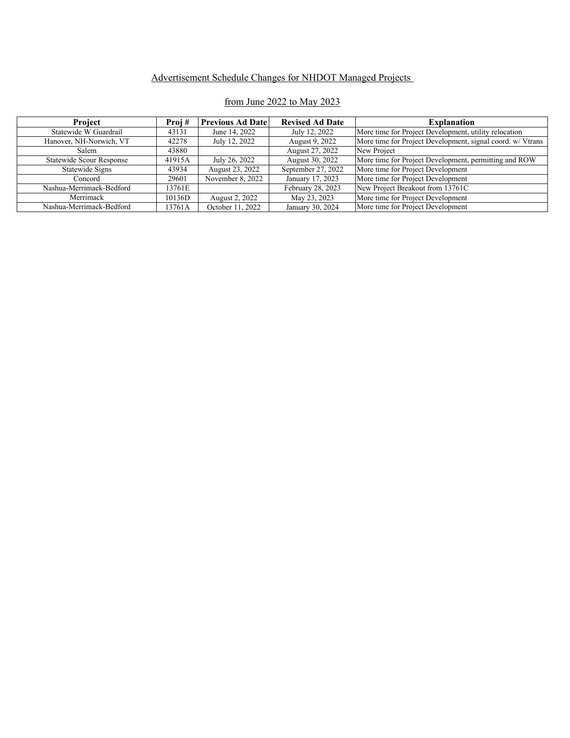Advertisement Schedule Changes for NHDOT Managed Projects

from June 2022 to May 2023

| Project | Proj # | Previous Ad Date | Revised Ad Date | Explanation |
|---|---|---|---|---|
| Statewide W Guardrail | 43131 | June 14, 2022 | July 12, 2022 | More time for Project Development, utility relocation |
| Hanover, NH-Norwich, VT | 42278 | July 12, 2022 | August 9, 2022 | More time for Project Development, signal coord. w/ Vtrans |
| Salem | 43880 | | August 27, 2022 | New Project |
| Statewide Scour Response | 41915A | July 26, 2022 | August 30, 2022 | More time for Project Development, permitting and ROW |
| Statewide Signs | 43934 | August 23, 2022 | September 27, 2022 | More time for Project Development |
| Concord | 29601 | November 8, 2022 | January 17, 2023 | More time for Project Development |
| Nashua-Merrimack-Bedford | 13761E | | February 28, 2023 | New Project Breakout from 13761C |
| Merrimack | 10136D | August 2, 2022 | May 23, 2023 | More time for Project Development |
| Nashua-Merrimack-Bedford | 13761A | October 11, 2022 | January 30, 2024 | More time for Project Development |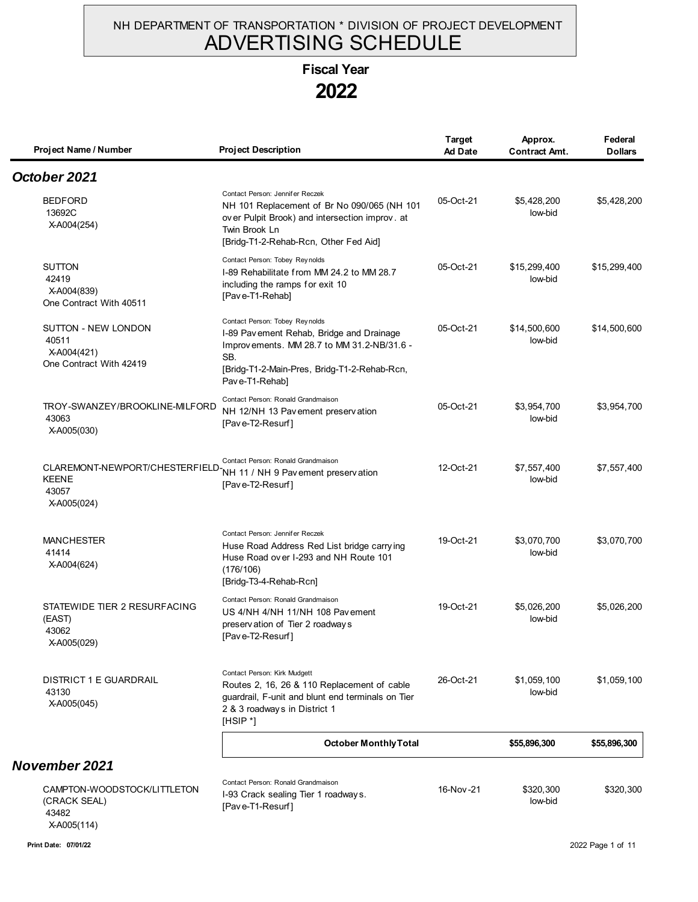NH DEPARTMENT OF TRANSPORTATION * DIVISION OF PROJECT DEVELOPMENT

# ADVERTISING SCHEDULE

## Fiscal Year 2022

| Project Name / Number | Project Description | Target Ad Date | Approx. Contract Amt. | Federal Dollars |
|---|---|---|---|---|
| ***October 2021*** | | | | |
| BEDFORD<br>13692C<br>X-A004(254) | Contact Person: Jennifer Reczek<br>NH 101 Replacement of Br No 090/065 (NH 101 over Pulpit Brook) and intersection improv. at Twin Brook Ln<br>[Bridg-T1-2-Rehab-Rcn, Other Fed Aid] | 05-Oct-21 | $5,428,200<br>low-bid | $5,428,200 |
| SUTTON<br>42419<br>X-A004(839)<br>One Contract With 40511 | Contact Person: Tobey Reynolds<br>I-89 Rehabilitate from MM 24.2 to MM 28.7 including the ramps for exit 10<br>[Pave-T1-Rehab] | 05-Oct-21 | $15,299,400<br>low-bid | $15,299,400 |
| SUTTON - NEW LONDON<br>40511<br>X-A004(421)<br>One Contract With 42419 | Contact Person: Tobey Reynolds<br>I-89 Pavement Rehab, Bridge and Drainage Improvements. MM 28.7 to MM 31.2-NB/31.6 - SB.<br>[Bridg-T1-2-Main-Pres, Bridg-T1-2-Rehab-Rcn, Pave-T1-Rehab] | 05-Oct-21 | $14,500,600<br>low-bid | $14,500,600 |
| TROY-SWANZEY/BROOKLINE-MILFORD<br>43063<br>X-A005(030) | Contact Person: Ronald Grandmaison<br>NH 12/NH 13 Pavement preservation<br>[Pave-T2-Resurf] | 05-Oct-21 | $3,954,700<br>low-bid | $3,954,700 |
| CLAREMONT-NEWPORT/CHESTERFIELD-KEENE<br>43057<br>X-A005(024) | Contact Person: Ronald Grandmaison<br>NH 11 / NH 9 Pavement preservation<br>[Pave-T2-Resurf] | 12-Oct-21 | $7,557,400<br>low-bid | $7,557,400 |
| MANCHESTER<br>41414<br>X-A004(624) | Contact Person: Jennifer Reczek<br>Huse Road Address Red List bridge carrying Huse Road over I-293 and NH Route 101 (176/106)<br>[Bridg-T3-4-Rehab-Rcn] | 19-Oct-21 | $3,070,700<br>low-bid | $3,070,700 |
| STATEWIDE TIER 2 RESURFACING (EAST)<br>43062<br>X-A005(029) | Contact Person: Ronald Grandmaison<br>US 4/NH 4/NH 11/NH 108 Pavement preservation of Tier 2 roadways<br>[Pave-T2-Resurf] | 19-Oct-21 | $5,026,200<br>low-bid | $5,026,200 |
| DISTRICT 1 E GUARDRAIL<br>43130<br>X-A005(045) | Contact Person: Kirk Mudgett<br>Routes 2, 16, 26 & 110 Replacement of cable guardrail, F-unit and blunt end terminals on Tier 2 & 3 roadways in District 1<br>[HSIP *] | 26-Oct-21 | $1,059,100<br>low-bid | $1,059,100 |
| | **October Monthly Total** | | **$55,896,300** | **$55,896,300** |
| ***November 2021*** | | | | |
| CAMPTON-WOODSTOCK/LITTLETON (CRACK SEAL)<br>43482<br>X-A005(114) | Contact Person: Ronald Grandmaison<br>I-93 Crack sealing Tier 1 roadways.<br>[Pave-T1-Resurf] | 16-Nov-21 | $320,300<br>low-bid | $320,300 |

Print Date: 07/01/22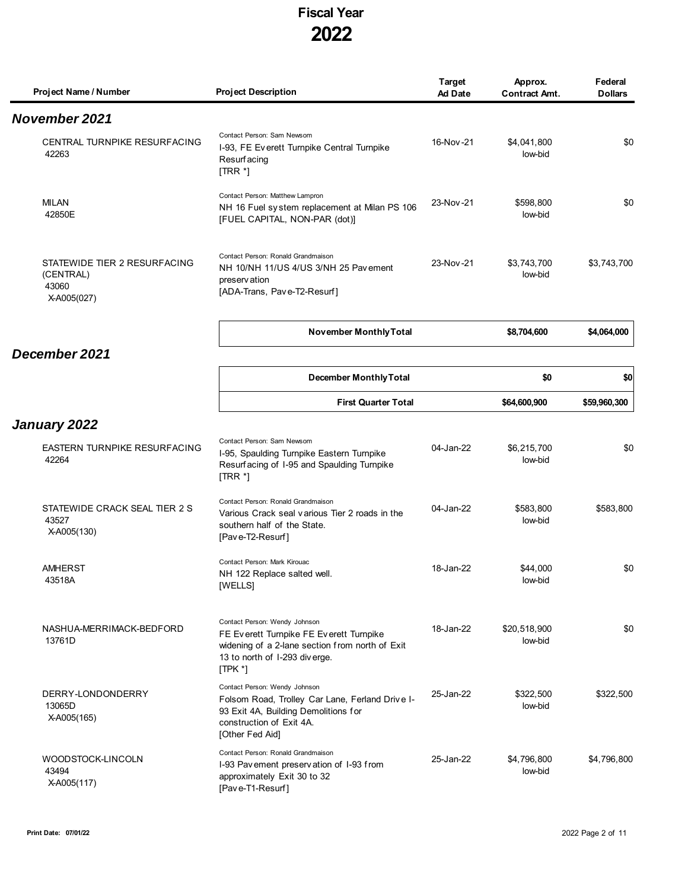# Fiscal Year 2022

| Project Name / Number | Project Description | Target Ad Date | Approx. Contract Amt. | Federal Dollars |
|---|---|---|---|---|
| ***November 2021*** | | | | |
| CENTRAL TURNPIKE RESURFACING 42263 | Contact Person: Sam Newsom<br>I-93, FE Everett Turnpike Central Turnpike Resurfacing<br>[TRR *] | 16-Nov-21 | $4,041,800 low-bid | $0 |
| MILAN 42850E | Contact Person: Matthew Lampron<br>NH 16 Fuel system replacement at Milan PS 106<br>[FUEL CAPITAL, NON-PAR (dot)] | 23-Nov-21 | $598,800 low-bid | $0 |
| STATEWIDE TIER 2 RESURFACING (CENTRAL) 43060 X-A005(027) | Contact Person: Ronald Grandmaison<br>NH 10/NH 11/US 4/US 3/NH 25 Pavement preservation<br>[ADA-Trans, Pave-T2-Resurf] | 23-Nov-21 | $3,743,700 low-bid | $3,743,700 |
| | **November Monthly Total** | | **$8,704,600** | **$4,064,000** |
| ***December 2021*** | | | | |
| | **December Monthly Total** | | **$0** | **$0** |
| | **First Quarter Total** | | **$64,600,900** | **$59,960,300** |
| ***January 2022*** | | | | |
| EASTERN TURNPIKE RESURFACING 42264 | Contact Person: Sam Newsom<br>I-95, Spaulding Turnpike Eastern Turnpike Resurfacing of I-95 and Spaulding Turnpike<br>[TRR *] | 04-Jan-22 | $6,215,700 low-bid | $0 |
| STATEWIDE CRACK SEAL TIER 2 S 43527 X-A005(130) | Contact Person: Ronald Grandmaison<br>Various Crack seal various Tier 2 roads in the southern half of the State.<br>[Pave-T2-Resurf] | 04-Jan-22 | $583,800 low-bid | $583,800 |
| AMHERST 43518A | Contact Person: Mark Kirouac<br>NH 122 Replace salted well.<br>[WELLS] | 18-Jan-22 | $44,000 low-bid | $0 |
| NASHUA-MERRIMACK-BEDFORD 13761D | Contact Person: Wendy Johnson<br>FE Everett Turnpike FE Everett Turnpike widening of a 2-lane section from north of Exit 13 to north of I-293 diverge.<br>[TPK *] | 18-Jan-22 | $20,518,900 low-bid | $0 |
| DERRY-LONDONDERRY 13065D X-A005(165) | Contact Person: Wendy Johnson<br>Folsom Road, Trolley Car Lane, Ferland Drive I-93 Exit 4A, Building Demolitions for construction of Exit 4A.<br>[Other Fed Aid] | 25-Jan-22 | $322,500 low-bid | $322,500 |
| WOODSTOCK-LINCOLN 43494 X-A005(117) | Contact Person: Ronald Grandmaison<br>I-93 Pavement preservation of I-93 from approximately Exit 30 to 32<br>[Pave-T1-Resurf] | 25-Jan-22 | $4,796,800 low-bid | $4,796,800 |

Print Date: 07/01/22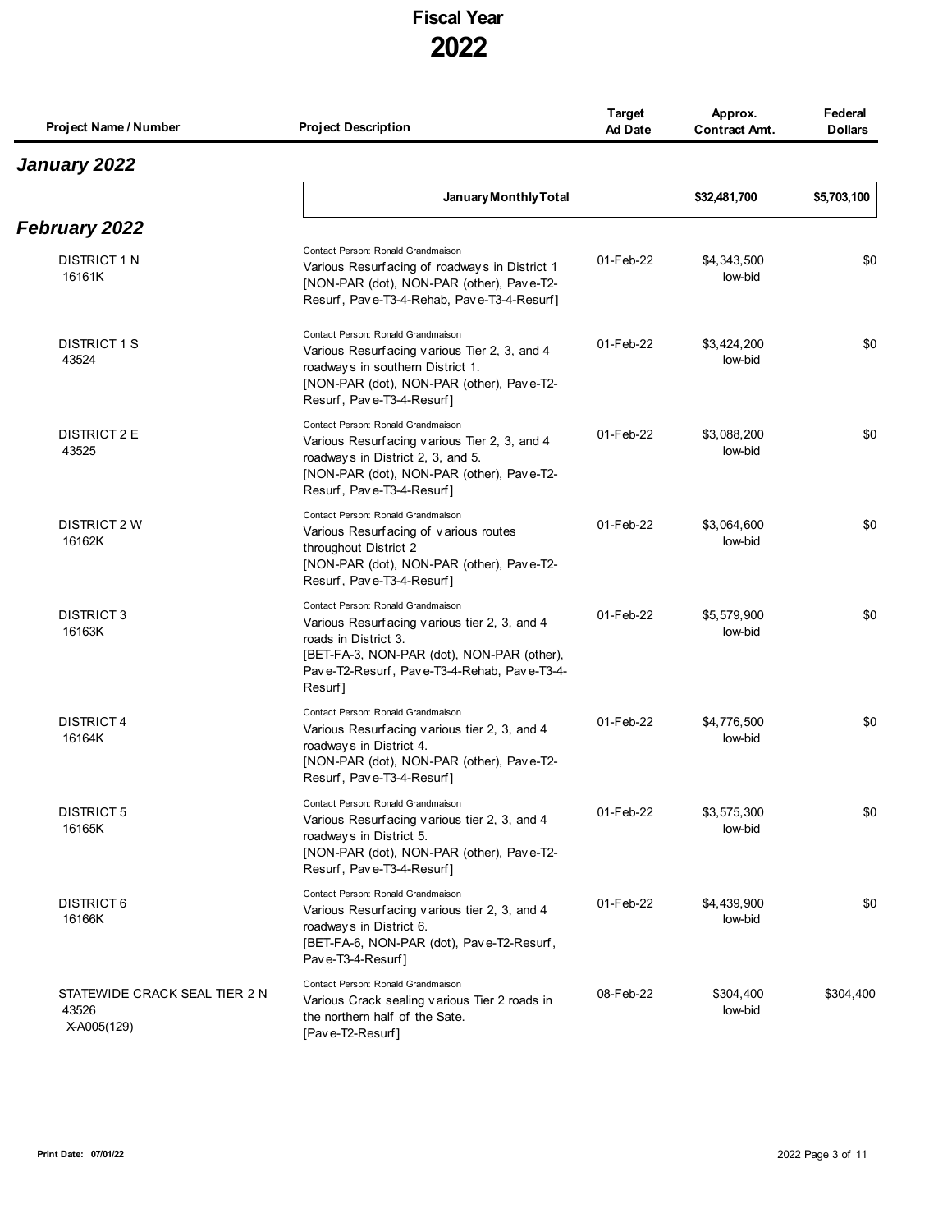# Fiscal Year
# 2022

| Project Name / Number | Project Description | Target Ad Date | Approx. Contract Amt. | Federal Dollars |
|---|---|---|---|---|

## *January 2022*

| | January Monthly Total | | $32,481,700 | $5,703,100 |
|---|---|---|---|---|

## *February 2022*

| Project Name / Number | Project Description | Target Ad Date | Approx. Contract Amt. | Federal Dollars |
|---|---|---|---|---|
| DISTRICT 1 N<br>16161K | Contact Person: Ronald Grandmaison<br>Various Resurfacing of roadways in District 1<br>[NON-PAR (dot), NON-PAR (other), Pave-T2-Resurf, Pave-T3-4-Rehab, Pave-T3-4-Resurf] | 01-Feb-22 | $4,343,500<br>low-bid | $0 |
| DISTRICT 1 S<br>43524 | Contact Person: Ronald Grandmaison<br>Various Resurfacing various Tier 2, 3, and 4 roadways in southern District 1.<br>[NON-PAR (dot), NON-PAR (other), Pave-T2-Resurf, Pave-T3-4-Resurf] | 01-Feb-22 | $3,424,200<br>low-bid | $0 |
| DISTRICT 2 E<br>43525 | Contact Person: Ronald Grandmaison<br>Various Resurfacing various Tier 2, 3, and 4 roadways in District 2, 3, and 5.<br>[NON-PAR (dot), NON-PAR (other), Pave-T2-Resurf, Pave-T3-4-Resurf] | 01-Feb-22 | $3,088,200<br>low-bid | $0 |
| DISTRICT 2 W<br>16162K | Contact Person: Ronald Grandmaison<br>Various Resurfacing of various routes throughout District 2<br>[NON-PAR (dot), NON-PAR (other), Pave-T2-Resurf, Pave-T3-4-Resurf] | 01-Feb-22 | $3,064,600<br>low-bid | $0 |
| DISTRICT 3<br>16163K | Contact Person: Ronald Grandmaison<br>Various Resurfacing various tier 2, 3, and 4 roads in District 3.<br>[BET-FA-3, NON-PAR (dot), NON-PAR (other), Pave-T2-Resurf, Pave-T3-4-Rehab, Pave-T3-4-Resurf] | 01-Feb-22 | $5,579,900<br>low-bid | $0 |
| DISTRICT 4<br>16164K | Contact Person: Ronald Grandmaison<br>Various Resurfacing various tier 2, 3, and 4 roadways in District 4.<br>[NON-PAR (dot), NON-PAR (other), Pave-T2-Resurf, Pave-T3-4-Resurf] | 01-Feb-22 | $4,776,500<br>low-bid | $0 |
| DISTRICT 5<br>16165K | Contact Person: Ronald Grandmaison<br>Various Resurfacing various tier 2, 3, and 4 roadways in District 5.<br>[NON-PAR (dot), NON-PAR (other), Pave-T2-Resurf, Pave-T3-4-Resurf] | 01-Feb-22 | $3,575,300<br>low-bid | $0 |
| DISTRICT 6<br>16166K | Contact Person: Ronald Grandmaison<br>Various Resurfacing various tier 2, 3, and 4 roadways in District 6.<br>[BET-FA-6, NON-PAR (dot), Pave-T2-Resurf, Pave-T3-4-Resurf] | 01-Feb-22 | $4,439,900<br>low-bid | $0 |
| STATEWIDE CRACK SEAL TIER 2 N<br>43526<br>X-A005(129) | Contact Person: Ronald Grandmaison<br>Various Crack sealing various Tier 2 roads in the northern half of the Sate.<br>[Pave-T2-Resurf] | 08-Feb-22 | $304,400<br>low-bid | $304,400 |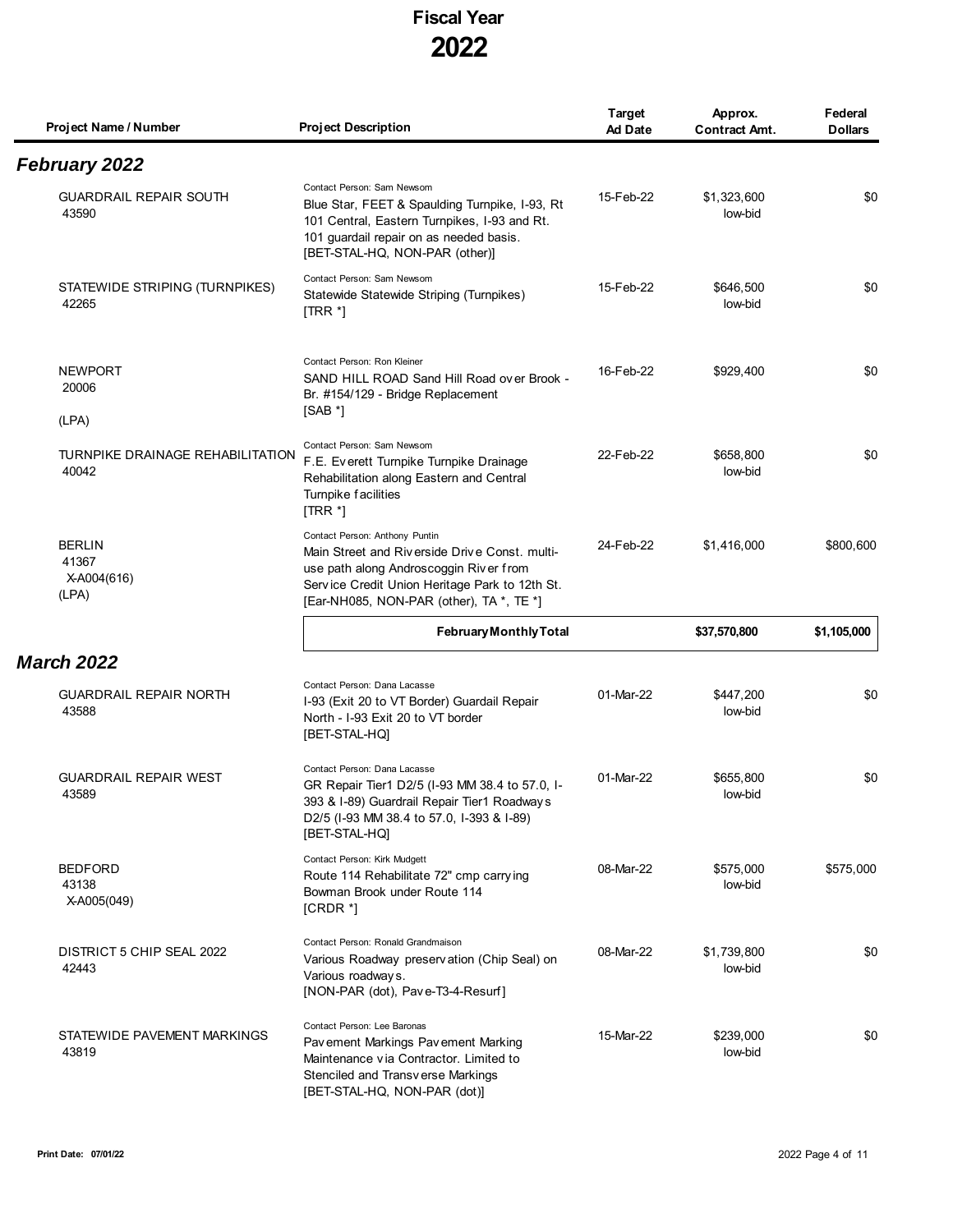# Fiscal Year
# 2022

| Project Name / Number | Project Description | Target Ad Date | Approx. Contract Amt. | Federal Dollars |
|---|---|---|---|---|
| ***February 2022*** | | | | |
| GUARDRAIL REPAIR SOUTH<br>43590 | Contact Person: Sam Newsom<br>Blue Star, FEET & Spaulding Turnpike, I-93, Rt 101 Central, Eastern Turnpikes, I-93 and Rt. 101 guardail repair on as needed basis.<br>[BET-STAL-HQ, NON-PAR (other)] | 15-Feb-22 | $1,323,600<br>low-bid | $0 |
| STATEWIDE STRIPING (TURNPIKES)<br>42265 | Contact Person: Sam Newsom<br>Statewide Statewide Striping (Turnpikes)<br>[TRR *] | 15-Feb-22 | $646,500<br>low-bid | $0 |
| NEWPORT<br>20006<br>(LPA) | Contact Person: Ron Kleiner<br>SAND HILL ROAD Sand Hill Road over Brook - Br. #154/129 - Bridge Replacement<br>[SAB *] | 16-Feb-22 | $929,400 | $0 |
| TURNPIKE DRAINAGE REHABILITATION<br>40042 | Contact Person: Sam Newsom<br>F.E. Everett Turnpike Turnpike Drainage Rehabilitation along Eastern and Central Turnpike facilities<br>[TRR *] | 22-Feb-22 | $658,800<br>low-bid | $0 |
| BERLIN<br>41367<br>X-A004(616)<br>(LPA) | Contact Person: Anthony Puntin<br>Main Street and Riverside Drive Const. multi-use path along Androscoggin River from Service Credit Union Heritage Park to 12th St.<br>[Ear-NH085, NON-PAR (other), TA *, TE *] | 24-Feb-22 | $1,416,000 | $800,600 |
| | **February Monthly Total** | | **$37,570,800** | **$1,105,000** |
| ***March 2022*** | | | | |
| GUARDRAIL REPAIR NORTH<br>43588 | Contact Person: Dana Lacasse<br>I-93 (Exit 20 to VT Border) Guardail Repair North - I-93 Exit 20 to VT border<br>[BET-STAL-HQ] | 01-Mar-22 | $447,200<br>low-bid | $0 |
| GUARDRAIL REPAIR WEST<br>43589 | Contact Person: Dana Lacasse<br>GR Repair Tier1 D2/5 (I-93 MM 38.4 to 57.0, I-393 & I-89) Guardrail Repair Tier1 Roadways D2/5 (I-93 MM 38.4 to 57.0, I-393 & I-89)<br>[BET-STAL-HQ] | 01-Mar-22 | $655,800<br>low-bid | $0 |
| BEDFORD<br>43138<br>X-A005(049) | Contact Person: Kirk Mudgett<br>Route 114 Rehabilitate 72" cmp carrying Bowman Brook under Route 114<br>[CRDR *] | 08-Mar-22 | $575,000<br>low-bid | $575,000 |
| DISTRICT 5 CHIP SEAL 2022<br>42443 | Contact Person: Ronald Grandmaison<br>Various Roadway preservation (Chip Seal) on Various roadways.<br>[NON-PAR (dot), Pave-T3-4-Resurf] | 08-Mar-22 | $1,739,800<br>low-bid | $0 |
| STATEWIDE PAVEMENT MARKINGS<br>43819 | Contact Person: Lee Baronas<br>Pavement Markings Pavement Marking Maintenance via Contractor. Limited to Stenciled and Transverse Markings<br>[BET-STAL-HQ, NON-PAR (dot)] | 15-Mar-22 | $239,000<br>low-bid | $0 |

**Print Date: 07/01/22**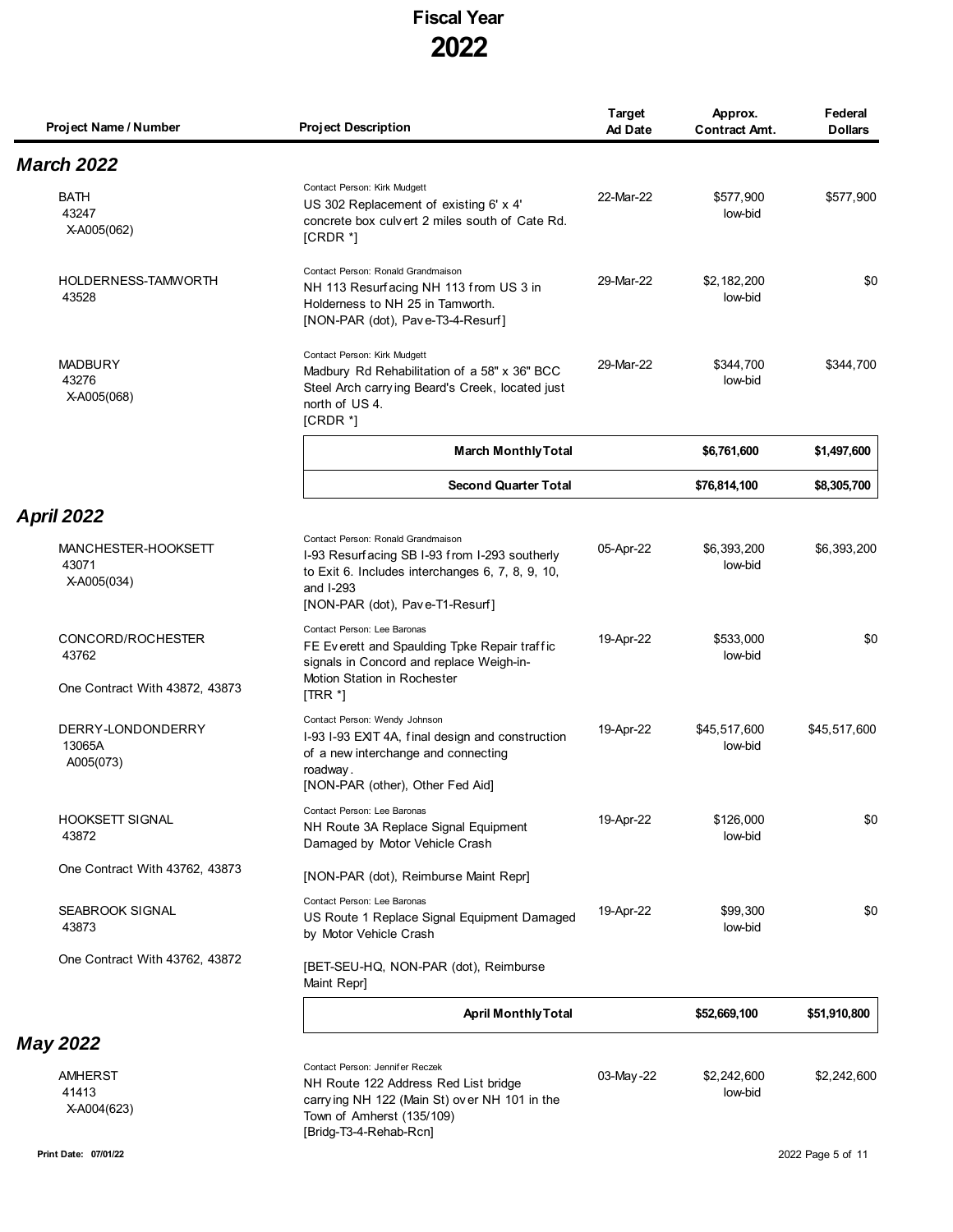# Fiscal Year
# 2022

| Project Name / Number | Project Description | Target Ad Date | Approx. Contract Amt. | Federal Dollars |
|---|---|---|---|---|
| ***March 2022*** | | | | |
| BATH<br>43247<br>X-A005(062) | Contact Person: Kirk Mudgett<br>US 302 Replacement of existing 6' x 4' concrete box culvert 2 miles south of Cate Rd.<br>[CRDR *] | 22-Mar-22 | $577,900<br>low-bid | $577,900 |
| HOLDERNESS-TAMWORTH<br>43528 | Contact Person: Ronald Grandmaison<br>NH 113 Resurfacing NH 113 from US 3 in Holderness to NH 25 in Tamworth.<br>[NON-PAR (dot), Pave-T3-4-Resurf] | 29-Mar-22 | $2,182,200<br>low-bid | $0 |
| MADBURY<br>43276<br>X-A005(068) | Contact Person: Kirk Mudgett<br>Madbury Rd Rehabilitation of a 58" x 36" BCC Steel Arch carrying Beard's Creek, located just north of US 4.<br>[CRDR *] | 29-Mar-22 | $344,700<br>low-bid | $344,700 |
| | **March Monthly Total** | | **$6,761,600** | **$1,497,600** |
| | **Second Quarter Total** | | **$76,814,100** | **$8,305,700** |
| ***April 2022*** | | | | |
| MANCHESTER-HOOKSETT<br>43071<br>X-A005(034) | Contact Person: Ronald Grandmaison<br>I-93 Resurfacing SB I-93 from I-293 southerly to Exit 6. Includes interchanges 6, 7, 8, 9, 10, and I-293<br>[NON-PAR (dot), Pave-T1-Resurf] | 05-Apr-22 | $6,393,200<br>low-bid | $6,393,200 |
| CONCORD/ROCHESTER<br>43762<br>One Contract With 43872, 43873 | Contact Person: Lee Baronas<br>FE Everett and Spaulding Tpke Repair traffic signals in Concord and replace Weigh-in-Motion Station in Rochester<br>[TRR *] | 19-Apr-22 | $533,000<br>low-bid | $0 |
| DERRY-LONDONDERRY<br>13065A<br>A005(073) | Contact Person: Wendy Johnson<br>I-93 I-93 EXIT 4A, final design and construction of a new interchange and connecting roadway.<br>[NON-PAR (other), Other Fed Aid] | 19-Apr-22 | $45,517,600<br>low-bid | $45,517,600 |
| HOOKSETT SIGNAL<br>43872<br>One Contract With 43762, 43873 | Contact Person: Lee Baronas<br>NH Route 3A Replace Signal Equipment Damaged by Motor Vehicle Crash<br>[NON-PAR (dot), Reimburse Maint Repr] | 19-Apr-22 | $126,000<br>low-bid | $0 |
| SEABROOK SIGNAL<br>43873<br>One Contract With 43762, 43872 | Contact Person: Lee Baronas<br>US Route 1 Replace Signal Equipment Damaged by Motor Vehicle Crash<br>[BET-SEU-HQ, NON-PAR (dot), Reimburse Maint Repr] | 19-Apr-22 | $99,300<br>low-bid | $0 |
| | **April Monthly Total** | | **$52,669,100** | **$51,910,800** |
| ***May 2022*** | | | | |
| AMHERST<br>41413<br>X-A004(623) | Contact Person: Jennifer Reczek<br>NH Route 122 Address Red List bridge carrying NH 122 (Main St) over NH 101 in the Town of Amherst (135/109)<br>[Bridg-T3-4-Rehab-Rcn] | 03-May-22 | $2,242,600<br>low-bid | $2,242,600 |

Print Date: 07/01/22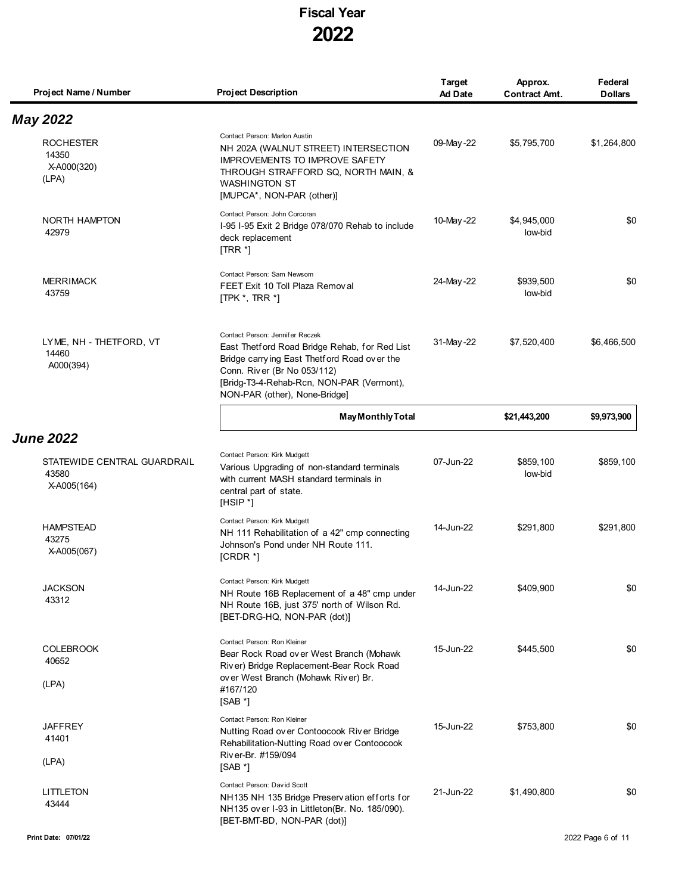# Fiscal Year 2022

| Project Name / Number | Project Description | Target Ad Date | Approx. Contract Amt. | Federal Dollars |
|---|---|---|---|---|
| ***May 2022*** | | | | |
| ROCHESTER<br>14350<br>X-A000(320)<br>(LPA) | Contact Person: Marlon Austin<br>NH 202A (WALNUT STREET) INTERSECTION IMPROVEMENTS TO IMPROVE SAFETY THROUGH STRAFFORD SQ, NORTH MAIN, & WASHINGTON ST<br>[MUPCA*, NON-PAR (other)] | 09-May-22 | $5,795,700 | $1,264,800 |
| NORTH HAMPTON<br>42979 | Contact Person: John Corcoran<br>I-95 I-95 Exit 2 Bridge 078/070 Rehab to include deck replacement<br>[TRR *] | 10-May-22 | $4,945,000<br>low-bid | $0 |
| MERRIMACK<br>43759 | Contact Person: Sam Newsom<br>FEET Exit 10 Toll Plaza Removal<br>[TPK *, TRR *] | 24-May-22 | $939,500<br>low-bid | $0 |
| LYME, NH - THETFORD, VT<br>14460<br>A000(394) | Contact Person: Jennifer Reczek<br>East Thetford Road Bridge Rehab, for Red List Bridge carrying East Thetford Road over the Conn. River (Br No 053/112)<br>[Bridg-T3-4-Rehab-Rcn, NON-PAR (Vermont), NON-PAR (other), None-Bridge] | 31-May-22 | $7,520,400 | $6,466,500 |
| | **May Monthly Total** | | **$21,443,200** | **$9,973,900** |
| ***June 2022*** | | | | |
| STATEWIDE CENTRAL GUARDRAIL<br>43580<br>X-A005(164) | Contact Person: Kirk Mudgett<br>Various Upgrading of non-standard terminals with current MASH standard terminals in central part of state.<br>[HSIP *] | 07-Jun-22 | $859,100<br>low-bid | $859,100 |
| HAMPSTEAD<br>43275<br>X-A005(067) | Contact Person: Kirk Mudgett<br>NH 111 Rehabilitation of a 42" cmp connecting Johnson's Pond under NH Route 111.<br>[CRDR *] | 14-Jun-22 | $291,800 | $291,800 |
| JACKSON<br>43312 | Contact Person: Kirk Mudgett<br>NH Route 16B Replacement of a 48" cmp under NH Route 16B, just 375' north of Wilson Rd.<br>[BET-DRG-HQ, NON-PAR (dot)] | 14-Jun-22 | $409,900 | $0 |
| COLEBROOK<br>40652<br>(LPA) | Contact Person: Ron Kleiner<br>Bear Rock Road over West Branch (Mohawk River) Bridge Replacement-Bear Rock Road over West Branch (Mohawk River) Br. #167/120<br>[SAB *] | 15-Jun-22 | $445,500 | $0 |
| JAFFREY<br>41401<br>(LPA) | Contact Person: Ron Kleiner<br>Nutting Road over Contoocook River Bridge Rehabilitation-Nutting Road over Contoocook River-Br. #159/094<br>[SAB *] | 15-Jun-22 | $753,800 | $0 |
| LITTLETON<br>43444 | Contact Person: David Scott<br>NH135 NH 135 Bridge Preservation efforts for NH135 over I-93 in Littleton(Br. No. 185/090).<br>[BET-BMT-BD, NON-PAR (dot)] | 21-Jun-22 | $1,490,800 | $0 |

Print Date: 07/01/22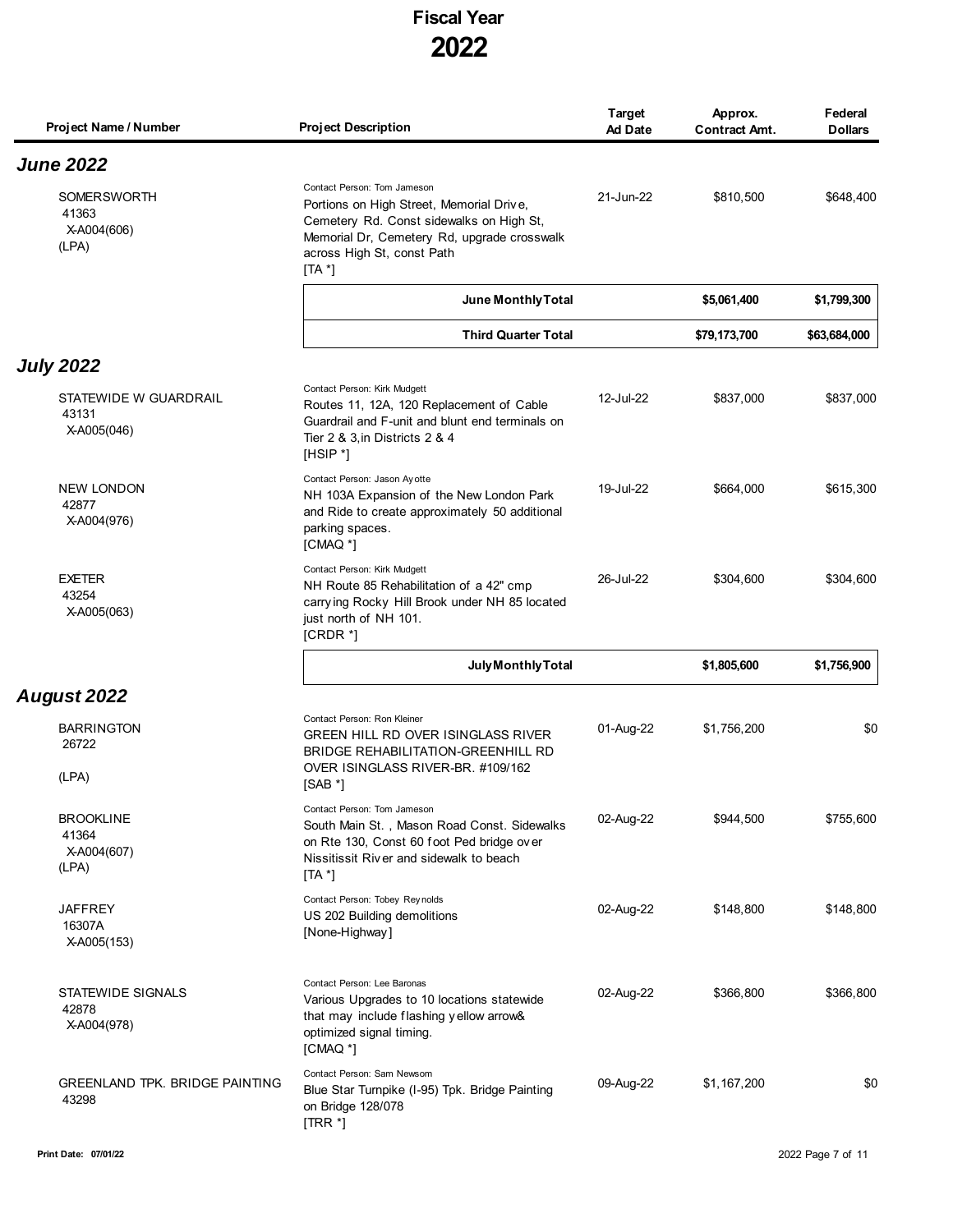# Fiscal Year
# 2022

| Project Name / Number | Project Description | Target Ad Date | Approx. Contract Amt. | Federal Dollars |
|---|---|---|---|---|
| ***June 2022*** | | | | |
| SOMERSWORTH<br>41363<br>X-A004(606)<br>(LPA) | Contact Person: Tom Jameson<br>Portions on High Street, Memorial Drive, Cemetery Rd. Const sidewalks on High St, Memorial Dr, Cemetery Rd, upgrade crosswalk across High St, const Path<br>[TA *] | 21-Jun-22 | $810,500 | $648,400 |
| | **June Monthly Total** | | **$5,061,400** | **$1,799,300** |
| | **Third Quarter Total** | | **$79,173,700** | **$63,684,000** |
| ***July 2022*** | | | | |
| STATEWIDE W GUARDRAIL<br>43131<br>X-A005(046) | Contact Person: Kirk Mudgett<br>Routes 11, 12A, 120 Replacement of Cable Guardrail and F-unit and blunt end terminals on Tier 2 & 3,in Districts 2 & 4<br>[HSIP *] | 12-Jul-22 | $837,000 | $837,000 |
| NEW LONDON<br>42877<br>X-A004(976) | Contact Person: Jason Ayotte<br>NH 103A Expansion of the New London Park and Ride to create approximately 50 additional parking spaces.<br>[CMAQ *] | 19-Jul-22 | $664,000 | $615,300 |
| EXETER<br>43254<br>X-A005(063) | Contact Person: Kirk Mudgett<br>NH Route 85 Rehabilitation of a 42" cmp carrying Rocky Hill Brook under NH 85 located just north of NH 101.<br>[CRDR *] | 26-Jul-22 | $304,600 | $304,600 |
| | **July Monthly Total** | | **$1,805,600** | **$1,756,900** |
| ***August 2022*** | | | | |
| BARRINGTON<br>26722<br><br>(LPA) | Contact Person: Ron Kleiner<br>GREEN HILL RD OVER ISINGLASS RIVER BRIDGE REHABILITATION-GREENHILL RD OVER ISINGLASS RIVER-BR. #109/162<br>[SAB *] | 01-Aug-22 | $1,756,200 | $0 |
| BROOKLINE<br>41364<br>X-A004(607)<br>(LPA) | Contact Person: Tom Jameson<br>South Main St. , Mason Road Const. Sidewalks on Rte 130, Const 60 foot Ped bridge over Nissitissit River and sidewalk to beach<br>[TA *] | 02-Aug-22 | $944,500 | $755,600 |
| JAFFREY<br>16307A<br>X-A005(153) | Contact Person: Tobey Reynolds<br>US 202 Building demolitions<br>[None-Highway] | 02-Aug-22 | $148,800 | $148,800 |
| STATEWIDE SIGNALS<br>42878<br>X-A004(978) | Contact Person: Lee Baronas<br>Various Upgrades to 10 locations statewide that may include flashing yellow arrow& optimized signal timing.<br>[CMAQ *] | 02-Aug-22 | $366,800 | $366,800 |
| GREENLAND TPK. BRIDGE PAINTING<br>43298 | Contact Person: Sam Newsom<br>Blue Star Turnpike (I-95) Tpk. Bridge Painting on Bridge 128/078<br>[TRR *] | 09-Aug-22 | $1,167,200 | $0 |

Print Date: 07/01/22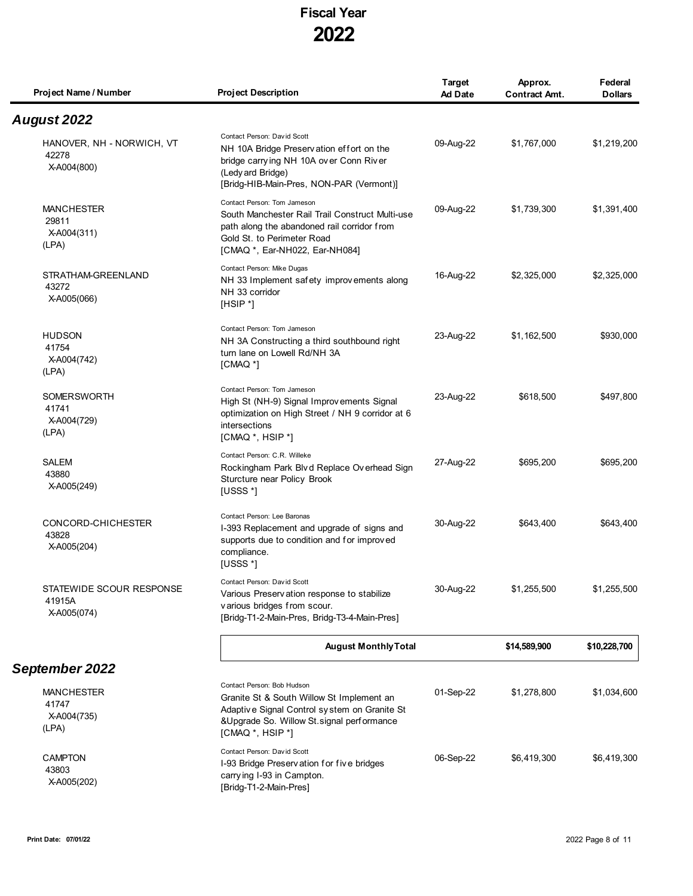# Fiscal Year 2022

| Project Name / Number | Project Description | Target Ad Date | Approx. Contract Amt. | Federal Dollars |
|---|---|---|---|---|
| ***August 2022*** | | | | |
| HANOVER, NH - NORWICH, VT<br>42278<br>X-A004(800) | Contact Person: David Scott<br>NH 10A Bridge Preservation effort on the bridge carrying NH 10A over Conn River (Ledyard Bridge)<br>[Bridg-HIB-Main-Pres, NON-PAR (Vermont)] | 09-Aug-22 | $1,767,000 | $1,219,200 |
| MANCHESTER<br>29811<br>X-A004(311)<br>(LPA) | Contact Person: Tom Jameson<br>South Manchester Rail Trail Construct Multi-use path along the abandoned rail corridor from Gold St. to Perimeter Road<br>[CMAQ *, Ear-NH022, Ear-NH084] | 09-Aug-22 | $1,739,300 | $1,391,400 |
| STRATHAM-GREENLAND<br>43272<br>X-A005(066) | Contact Person: Mike Dugas<br>NH 33 Implement safety improvements along NH 33 corridor<br>[HSIP *] | 16-Aug-22 | $2,325,000 | $2,325,000 |
| HUDSON<br>41754<br>X-A004(742)<br>(LPA) | Contact Person: Tom Jameson<br>NH 3A Constructing a third southbound right turn lane on Lowell Rd/NH 3A<br>[CMAQ *] | 23-Aug-22 | $1,162,500 | $930,000 |
| SOMERSWORTH<br>41741<br>X-A004(729)<br>(LPA) | Contact Person: Tom Jameson<br>High St (NH-9) Signal Improvements Signal optimization on High Street / NH 9 corridor at 6 intersections<br>[CMAQ *, HSIP *] | 23-Aug-22 | $618,500 | $497,800 |
| SALEM<br>43880<br>X-A005(249) | Contact Person: C.R. Willeke<br>Rockingham Park Blvd Replace Overhead Sign Sturcture near Policy Brook<br>[USSS *] | 27-Aug-22 | $695,200 | $695,200 |
| CONCORD-CHICHESTER<br>43828<br>X-A005(204) | Contact Person: Lee Baronas<br>I-393 Replacement and upgrade of signs and supports due to condition and for improved compliance.<br>[USSS *] | 30-Aug-22 | $643,400 | $643,400 |
| STATEWIDE SCOUR RESPONSE<br>41915A<br>X-A005(074) | Contact Person: David Scott<br>Various Preservation response to stabilize various bridges from scour.<br>[Bridg-T1-2-Main-Pres, Bridg-T3-4-Main-Pres] | 30-Aug-22 | $1,255,500 | $1,255,500 |
| | **August Monthly Total** | | **$14,589,900** | **$10,228,700** |
| ***September 2022*** | | | | |
| MANCHESTER<br>41747<br>X-A004(735)<br>(LPA) | Contact Person: Bob Hudson<br>Granite St & South Willow St Implement an Adaptive Signal Control system on Granite St &Upgrade So. Willow St.signal performance<br>[CMAQ *, HSIP *] | 01-Sep-22 | $1,278,800 | $1,034,600 |
| CAMPTON<br>43803<br>X-A005(202) | Contact Person: David Scott<br>I-93 Bridge Preservation for five bridges carrying I-93 in Campton.<br>[Bridg-T1-2-Main-Pres] | 06-Sep-22 | $6,419,300 | $6,419,300 |

Print Date: 07/01/22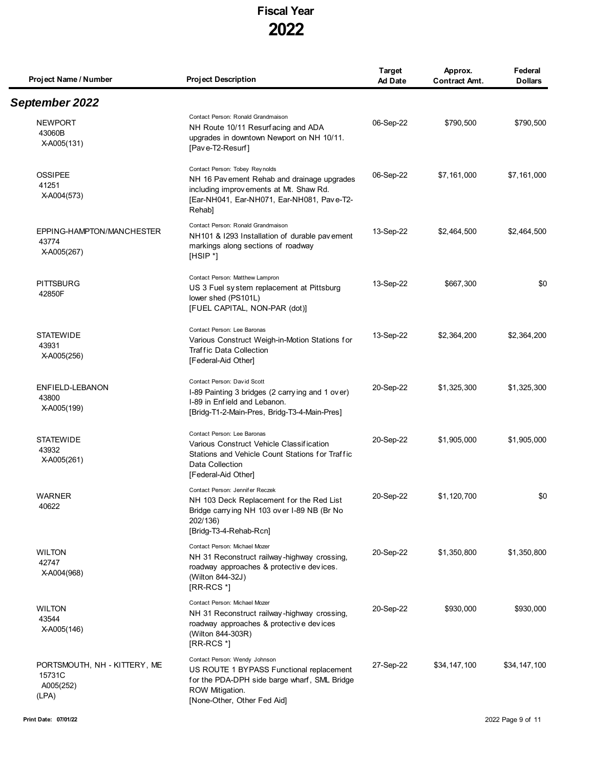# Fiscal Year 2022

| Project Name / Number | Project Description | Target Ad Date | Approx. Contract Amt. | Federal Dollars |
|---|---|---|---|---|
| ***September 2022*** | | | | |
| NEWPORT<br>43060B<br>X-A005(131) | Contact Person: Ronald Grandmaison<br>NH Route 10/11 Resurfacing and ADA upgrades in downtown Newport on NH 10/11.<br>[Pave-T2-Resurf] | 06-Sep-22 | $790,500 | $790,500 |
| OSSIPEE<br>41251<br>X-A004(573) | Contact Person: Tobey Reynolds<br>NH 16 Pavement Rehab and drainage upgrades including improvements at Mt. Shaw Rd.<br>[Ear-NH041, Ear-NH071, Ear-NH081, Pave-T2-Rehab] | 06-Sep-22 | $7,161,000 | $7,161,000 |
| EPPING-HAMPTON/MANCHESTER<br>43774<br>X-A005(267) | Contact Person: Ronald Grandmaison<br>NH101 & I293 Installation of durable pavement markings along sections of roadway<br>[HSIP *] | 13-Sep-22 | $2,464,500 | $2,464,500 |
| PITTSBURG<br>42850F | Contact Person: Matthew Lampron<br>US 3 Fuel system replacement at Pittsburg lower shed (PS101L)<br>[FUEL CAPITAL, NON-PAR (dot)] | 13-Sep-22 | $667,300 | $0 |
| STATEWIDE<br>43931<br>X-A005(256) | Contact Person: Lee Baronas<br>Various Construct Weigh-in-Motion Stations for Traffic Data Collection<br>[Federal-Aid Other] | 13-Sep-22 | $2,364,200 | $2,364,200 |
| ENFIELD-LEBANON<br>43800<br>X-A005(199) | Contact Person: David Scott<br>I-89 Painting 3 bridges (2 carrying and 1 over) I-89 in Enfield and Lebanon.<br>[Bridg-T1-2-Main-Pres, Bridg-T3-4-Main-Pres] | 20-Sep-22 | $1,325,300 | $1,325,300 |
| STATEWIDE<br>43932<br>X-A005(261) | Contact Person: Lee Baronas<br>Various Construct Vehicle Classification Stations and Vehicle Count Stations for Traffic Data Collection<br>[Federal-Aid Other] | 20-Sep-22 | $1,905,000 | $1,905,000 |
| WARNER<br>40622 | Contact Person: Jennifer Reczek<br>NH 103 Deck Replacement for the Red List Bridge carrying NH 103 over I-89 NB (Br No 202/136)<br>[Bridg-T3-4-Rehab-Rcn] | 20-Sep-22 | $1,120,700 | $0 |
| WILTON<br>42747<br>X-A004(968) | Contact Person: Michael Mozer<br>NH 31 Reconstruct railway-highway crossing, roadway approaches & protective devices. (Wilton 844-32J)<br>[RR-RCS *] | 20-Sep-22 | $1,350,800 | $1,350,800 |
| WILTON<br>43544<br>X-A005(146) | Contact Person: Michael Mozer<br>NH 31 Reconstruct railway-highway crossing, roadway approaches & protective devices (Wilton 844-303R)<br>[RR-RCS *] | 20-Sep-22 | $930,000 | $930,000 |
| PORTSMOUTH, NH - KITTERY, ME<br>15731C<br>A005(252)<br>(LPA) | Contact Person: Wendy Johnson<br>US ROUTE 1 BYPASS Functional replacement for the PDA-DPH side barge wharf, SML Bridge ROW Mitigation.<br>[None-Other, Other Fed Aid] | 27-Sep-22 | $34,147,100 | $34,147,100 |

**Print Date: 07/01/22**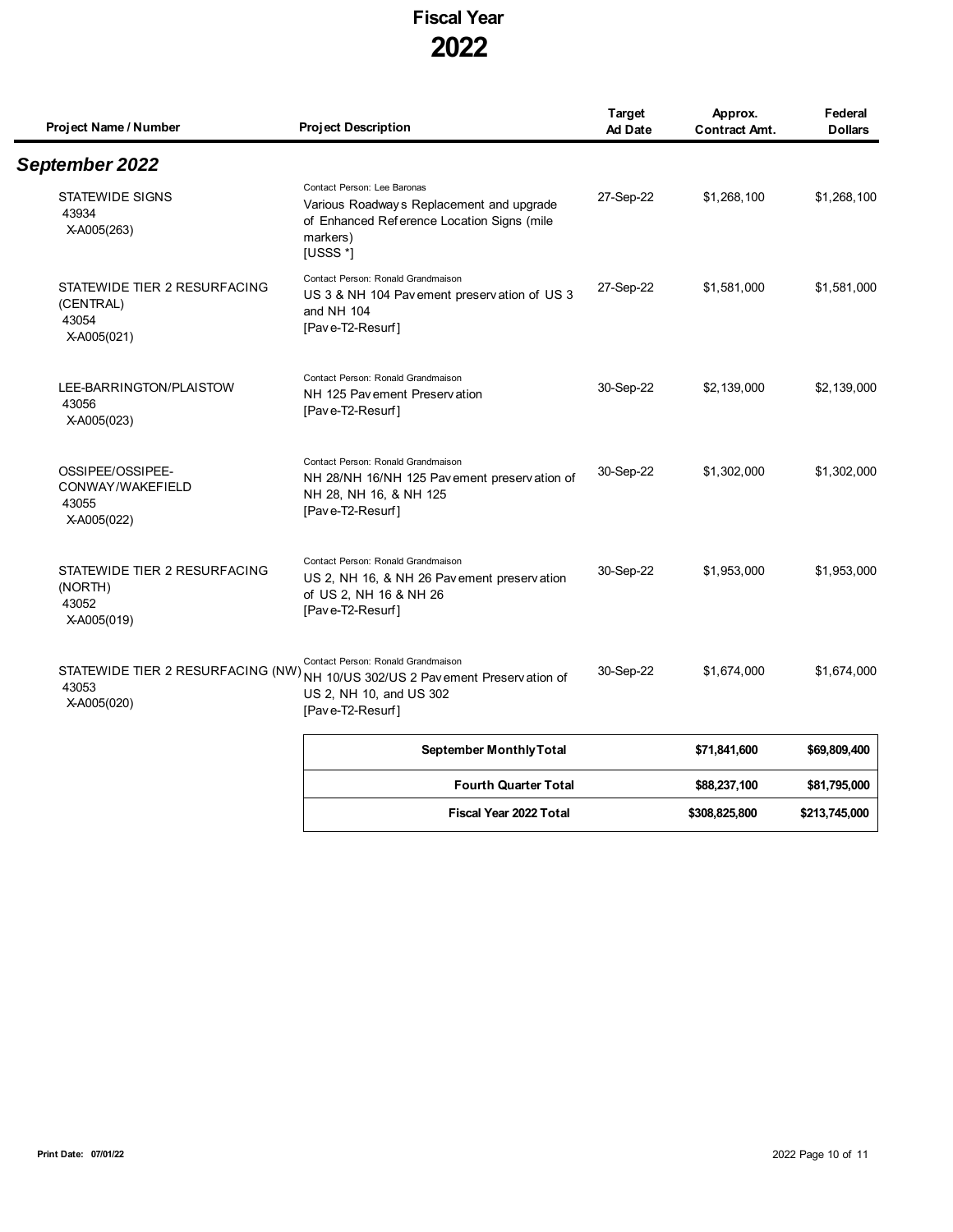# Fiscal Year 2022

| Project Name / Number | Project Description | Target Ad Date | Approx. Contract Amt. | Federal Dollars |
|---|---|---|---|---|
| ***September 2022*** | | | | |
| STATEWIDE SIGNS<br>43934<br>X-A005(263) | Contact Person: Lee Baronas<br>Various Roadways Replacement and upgrade of Enhanced Reference Location Signs (mile markers)<br>[USSS *] | 27-Sep-22 | $1,268,100 | $1,268,100 |
| STATEWIDE TIER 2 RESURFACING (CENTRAL)<br>43054<br>X-A005(021) | Contact Person: Ronald Grandmaison<br>US 3 & NH 104 Pavement preservation of US 3 and NH 104<br>[Pave-T2-Resurf] | 27-Sep-22 | $1,581,000 | $1,581,000 |
| LEE-BARRINGTON/PLAISTOW<br>43056<br>X-A005(023) | Contact Person: Ronald Grandmaison<br>NH 125 Pavement Preservation<br>[Pave-T2-Resurf] | 30-Sep-22 | $2,139,000 | $2,139,000 |
| OSSIPEE/OSSIPEE-CONWAY/WAKEFIELD<br>43055<br>X-A005(022) | Contact Person: Ronald Grandmaison<br>NH 28/NH 16/NH 125 Pavement preservation of NH 28, NH 16, & NH 125<br>[Pave-T2-Resurf] | 30-Sep-22 | $1,302,000 | $1,302,000 |
| STATEWIDE TIER 2 RESURFACING (NORTH)<br>43052<br>X-A005(019) | Contact Person: Ronald Grandmaison<br>US 2, NH 16, & NH 26 Pavement preservation of US 2, NH 16 & NH 26<br>[Pave-T2-Resurf] | 30-Sep-22 | $1,953,000 | $1,953,000 |
| STATEWIDE TIER 2 RESURFACING (NW)<br>43053<br>X-A005(020) | Contact Person: Ronald Grandmaison<br>NH 10/US 302/US 2 Pavement Preservation of US 2, NH 10, and US 302<br>[Pave-T2-Resurf] | 30-Sep-22 | $1,674,000 | $1,674,000 |
| | **September Monthly Total** | | **$71,841,600** | **$69,809,400** |
| | **Fourth Quarter Total** | | **$88,237,100** | **$81,795,000** |
| | **Fiscal Year 2022 Total** | | **$308,825,800** | **$213,745,000** |

**Print Date: 07/01/22**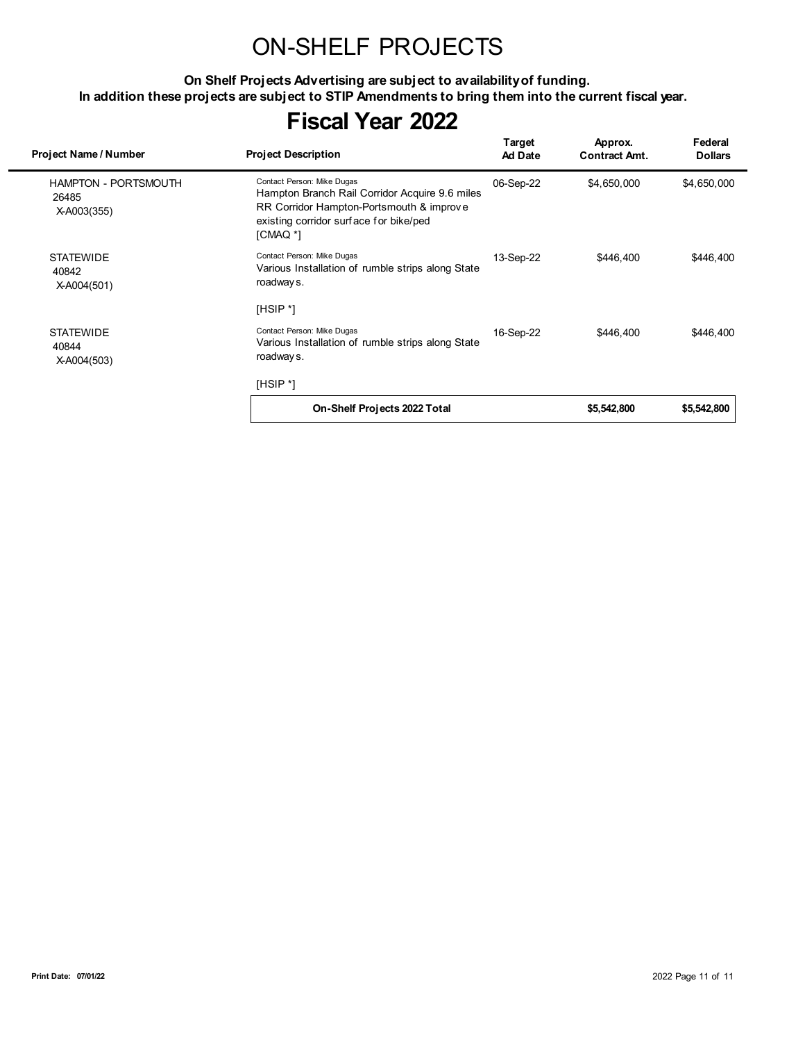# ON-SHELF PROJECTS

**On Shelf Projects Advertising are subject to availability of funding.**
**In addition these projects are subject to STIP Amendments to bring them into the current fiscal year.**

## Fiscal Year 2022

| Project Name / Number | Project Description | Target Ad Date | Approx. Contract Amt. | Federal Dollars |
|---|---|---|---|---|
| HAMPTON - PORTSMOUTH<br>26485<br>X-A003(355) | Contact Person: Mike Dugas<br>Hampton Branch Rail Corridor Acquire 9.6 miles RR Corridor Hampton-Portsmouth & improve existing corridor surface for bike/ped<br>[CMAQ *] | 06-Sep-22 | $4,650,000 | $4,650,000 |
| STATEWIDE<br>40842<br>X-A004(501) | Contact Person: Mike Dugas<br>Various Installation of rumble strips along State roadways.<br>[HSIP *] | 13-Sep-22 | $446,400 | $446,400 |
| STATEWIDE<br>40844<br>X-A004(503) | Contact Person: Mike Dugas<br>Various Installation of rumble strips along State roadways.<br>[HSIP *] | 16-Sep-22 | $446,400 | $446,400 |
| | **On-Shelf Projects 2022 Total** | | **$5,542,800** | **$5,542,800** |

**Print Date: 07/01/22**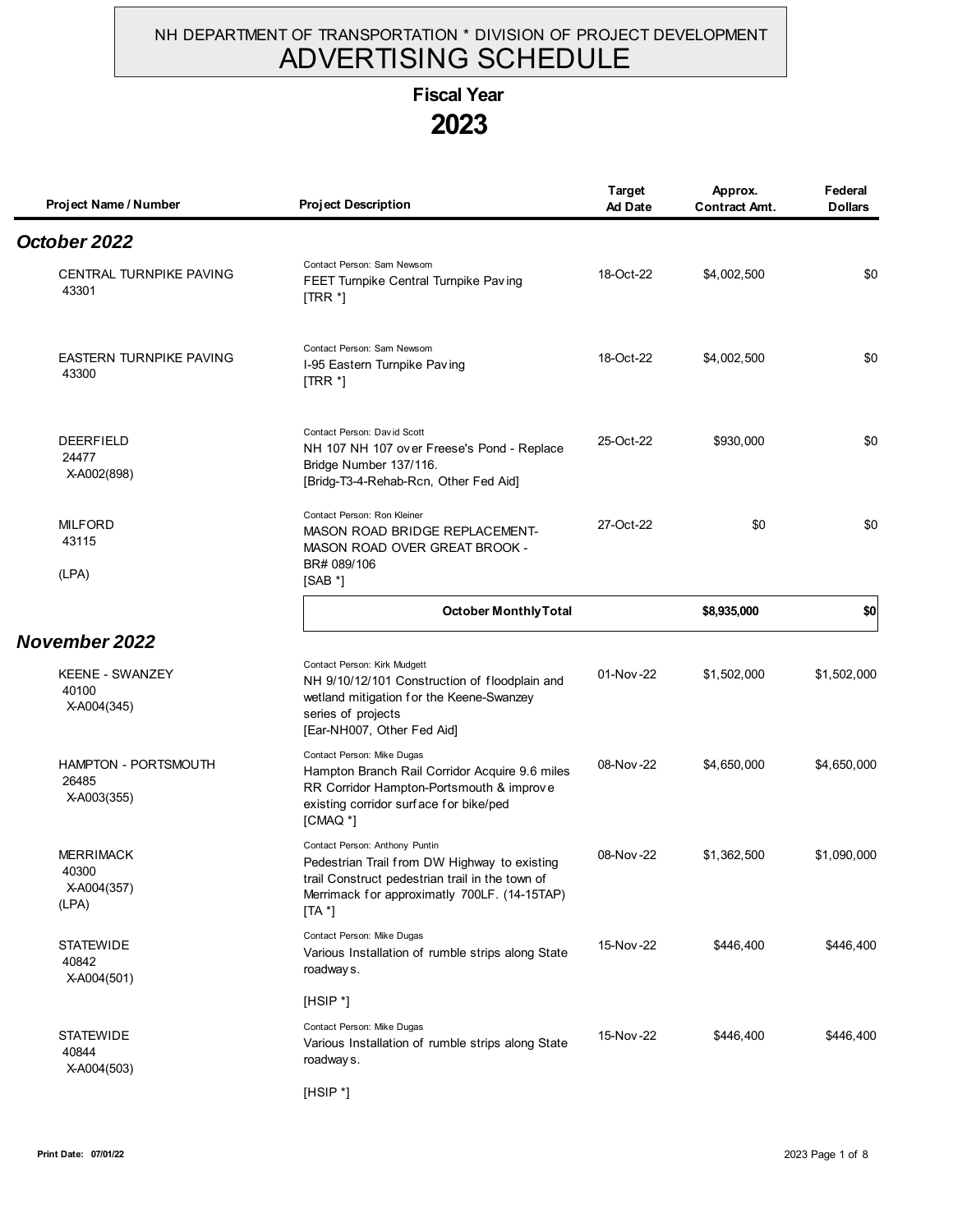NH DEPARTMENT OF TRANSPORTATION * DIVISION OF PROJECT DEVELOPMENT

# ADVERTISING SCHEDULE

## Fiscal Year 2023

| Project Name / Number | Project Description | Target Ad Date | Approx. Contract Amt. | Federal Dollars |
|---|---|---|---|---|
| ***October 2022*** | | | | |
| CENTRAL TURNPIKE PAVING 43301 | Contact Person: Sam Newsom<br>FEET Turnpike Central Turnpike Paving<br>[TRR *] | 18-Oct-22 | $4,002,500 | $0 |
| EASTERN TURNPIKE PAVING 43300 | Contact Person: Sam Newsom<br>I-95 Eastern Turnpike Paving<br>[TRR *] | 18-Oct-22 | $4,002,500 | $0 |
| DEERFIELD 24477 X-A002(898) | Contact Person: David Scott<br>NH 107 NH 107 over Freese's Pond - Replace Bridge Number 137/116.<br>[Bridg-T3-4-Rehab-Rcn, Other Fed Aid] | 25-Oct-22 | $930,000 | $0 |
| MILFORD 43115 (LPA) | Contact Person: Ron Kleiner<br>MASON ROAD BRIDGE REPLACEMENT-MASON ROAD OVER GREAT BROOK - BR# 089/106<br>[SAB *] | 27-Oct-22 | $0 | $0 |
| | **October Monthly Total** | | **$8,935,000** | **$0** |
| ***November 2022*** | | | | |
| KEENE - SWANZEY 40100 X-A004(345) | Contact Person: Kirk Mudgett<br>NH 9/10/12/101 Construction of floodplain and wetland mitigation for the Keene-Swanzey series of projects<br>[Ear-NH007, Other Fed Aid] | 01-Nov-22 | $1,502,000 | $1,502,000 |
| HAMPTON - PORTSMOUTH 26485 X-A003(355) | Contact Person: Mike Dugas<br>Hampton Branch Rail Corridor Acquire 9.6 miles RR Corridor Hampton-Portsmouth & improve existing corridor surface for bike/ped<br>[CMAQ *] | 08-Nov-22 | $4,650,000 | $4,650,000 |
| MERRIMACK 40300 X-A004(357) (LPA) | Contact Person: Anthony Puntin<br>Pedestrian Trail from DW Highway to existing trail Construct pedestrian trail in the town of Merrimack for approximatly 700LF. (14-15TAP)<br>[TA *] | 08-Nov-22 | $1,362,500 | $1,090,000 |
| STATEWIDE 40842 X-A004(501) | Contact Person: Mike Dugas<br>Various Installation of rumble strips along State roadways.<br>[HSIP *] | 15-Nov-22 | $446,400 | $446,400 |
| STATEWIDE 40844 X-A004(503) | Contact Person: Mike Dugas<br>Various Installation of rumble strips along State roadways.<br>[HSIP *] | 15-Nov-22 | $446,400 | $446,400 |

Print Date: 07/01/22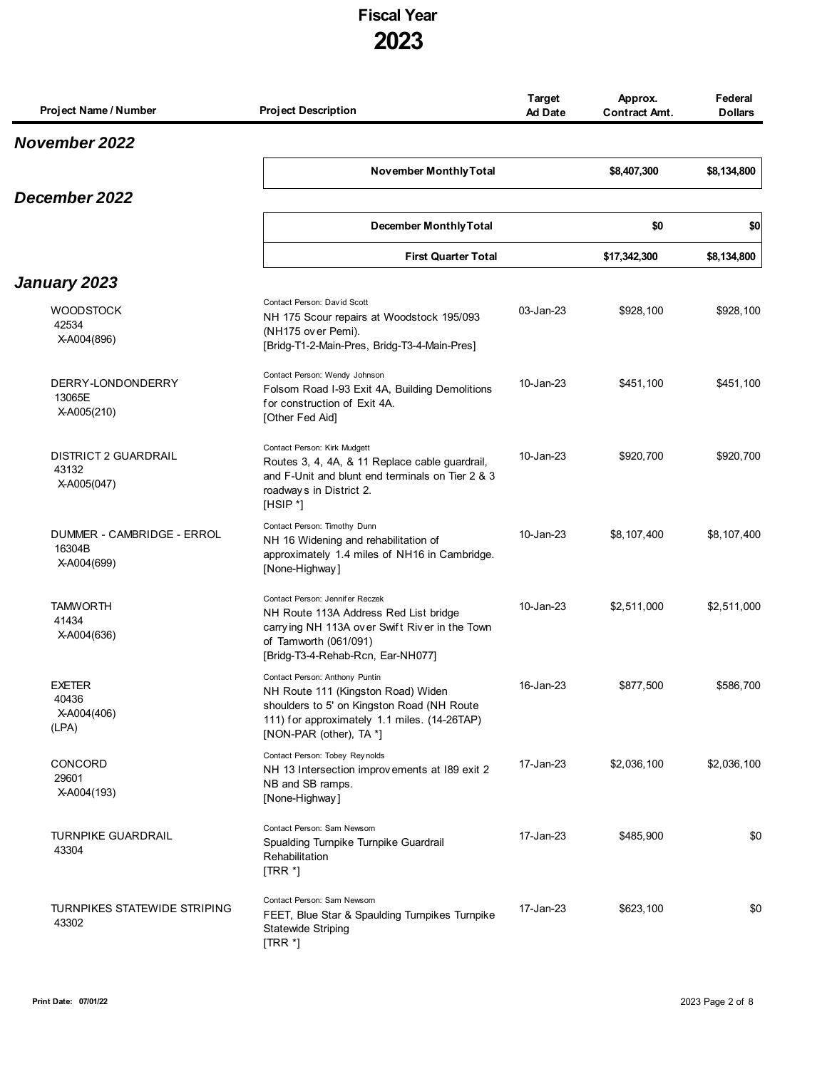# Fiscal Year 2023

| Project Name / Number | Project Description | Target Ad Date | Approx. Contract Amt. | Federal Dollars |
|---|---|---|---|---|
| ***November 2022*** | | | | |
| | **November Monthly Total** | | **$8,407,300** | **$8,134,800** |
| ***December 2022*** | | | | |
| | **December Monthly Total** | | **$0** | **$0** |
| | **First Quarter Total** | | **$17,342,300** | **$8,134,800** |
| ***January 2023*** | | | | |
| WOODSTOCK<br>42534<br>X-A004(896) | Contact Person: David Scott<br>NH 175 Scour repairs at Woodstock 195/093 (NH175 over Pemi).<br>[Bridg-T1-2-Main-Pres, Bridg-T3-4-Main-Pres] | 03-Jan-23 | $928,100 | $928,100 |
| DERRY-LONDONDERRY<br>13065E<br>X-A005(210) | Contact Person: Wendy Johnson<br>Folsom Road I-93 Exit 4A, Building Demolitions for construction of Exit 4A.<br>[Other Fed Aid] | 10-Jan-23 | $451,100 | $451,100 |
| DISTRICT 2 GUARDRAIL<br>43132<br>X-A005(047) | Contact Person: Kirk Mudgett<br>Routes 3, 4, 4A, & 11 Replace cable guardrail, and F-Unit and blunt end terminals on Tier 2 & 3 roadways in District 2.<br>[HSIP *] | 10-Jan-23 | $920,700 | $920,700 |
| DUMMER - CAMBRIDGE - ERROL<br>16304B<br>X-A004(699) | Contact Person: Timothy Dunn<br>NH 16 Widening and rehabilitation of approximately 1.4 miles of NH16 in Cambridge.<br>[None-Highway] | 10-Jan-23 | $8,107,400 | $8,107,400 |
| TAMWORTH<br>41434<br>X-A004(636) | Contact Person: Jennifer Reczek<br>NH Route 113A Address Red List bridge carrying NH 113A over Swift River in the Town of Tamworth (061/091)<br>[Bridg-T3-4-Rehab-Rcn, Ear-NH077] | 10-Jan-23 | $2,511,000 | $2,511,000 |
| EXETER<br>40436<br>X-A004(406)<br>(LPA) | Contact Person: Anthony Puntin<br>NH Route 111 (Kingston Road) Widen shoulders to 5' on Kingston Road (NH Route 111) for approximately 1.1 miles. (14-26TAP)<br>[NON-PAR (other), TA *] | 16-Jan-23 | $877,500 | $586,700 |
| CONCORD<br>29601<br>X-A004(193) | Contact Person: Tobey Reynolds<br>NH 13 Intersection improvements at I89 exit 2 NB and SB ramps.<br>[None-Highway] | 17-Jan-23 | $2,036,100 | $2,036,100 |
| TURNPIKE GUARDRAIL<br>43304 | Contact Person: Sam Newsom<br>Spaulding Turnpike Turnpike Guardrail Rehabilitation<br>[TRR *] | 17-Jan-23 | $485,900 | $0 |
| TURNPIKES STATEWIDE STRIPING<br>43302 | Contact Person: Sam Newsom<br>FEET, Blue Star & Spaulding Turnpikes Turnpike Statewide Striping<br>[TRR *] | 17-Jan-23 | $623,100 | $0 |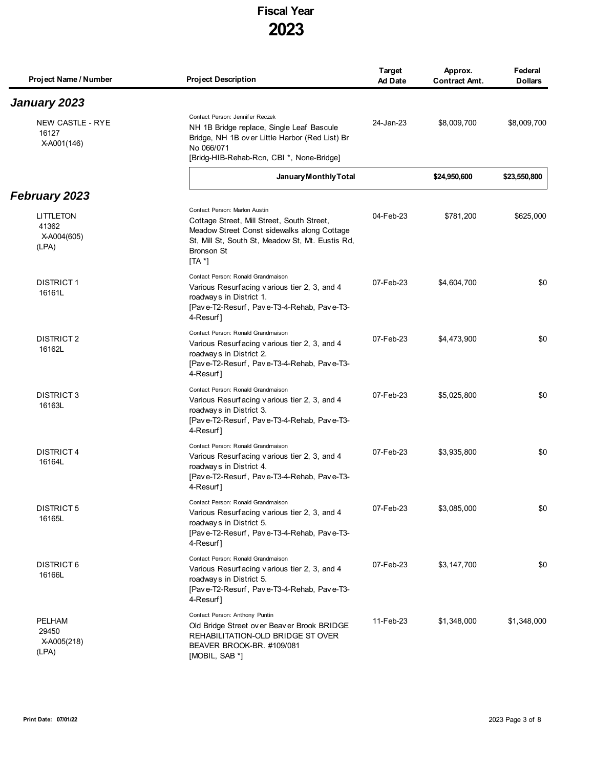# Fiscal Year 2023

| Project Name / Number | Project Description | Target Ad Date | Approx. Contract Amt. | Federal Dollars |
|---|---|---|---|---|
| ***January 2023*** | | | | |
| NEW CASTLE - RYE<br>16127<br>X-A001(146) | Contact Person: Jennifer Reczek<br>NH 1B Bridge replace, Single Leaf Bascule Bridge, NH 1B over Little Harbor (Red List) Br No 066/071<br>[Bridg-HIB-Rehab-Rcn, CBI *, None-Bridge] | 24-Jan-23 | $8,009,700 | $8,009,700 |
| | **January Monthly Total** | | **$24,950,600** | **$23,550,800** |
| ***February 2023*** | | | | |
| LITTLETON<br>41362<br>X-A004(605)<br>(LPA) | Contact Person: Marlon Austin<br>Cottage Street, Mill Street, South Street, Meadow Street Const sidewalks along Cottage St, Mill St, South St, Meadow St, Mt. Eustis Rd, Bronson St<br>[TA *] | 04-Feb-23 | $781,200 | $625,000 |
| DISTRICT 1<br>16161L | Contact Person: Ronald Grandmaison<br>Various Resurfacing various tier 2, 3, and 4 roadways in District 1.<br>[Pave-T2-Resurf, Pave-T3-4-Rehab, Pave-T3-4-Resurf] | 07-Feb-23 | $4,604,700 | $0 |
| DISTRICT 2<br>16162L | Contact Person: Ronald Grandmaison<br>Various Resurfacing various tier 2, 3, and 4 roadways in District 2.<br>[Pave-T2-Resurf, Pave-T3-4-Rehab, Pave-T3-4-Resurf] | 07-Feb-23 | $4,473,900 | $0 |
| DISTRICT 3<br>16163L | Contact Person: Ronald Grandmaison<br>Various Resurfacing various tier 2, 3, and 4 roadways in District 3.<br>[Pave-T2-Resurf, Pave-T3-4-Rehab, Pave-T3-4-Resurf] | 07-Feb-23 | $5,025,800 | $0 |
| DISTRICT 4<br>16164L | Contact Person: Ronald Grandmaison<br>Various Resurfacing various tier 2, 3, and 4 roadways in District 4.<br>[Pave-T2-Resurf, Pave-T3-4-Rehab, Pave-T3-4-Resurf] | 07-Feb-23 | $3,935,800 | $0 |
| DISTRICT 5<br>16165L | Contact Person: Ronald Grandmaison<br>Various Resurfacing various tier 2, 3, and 4 roadways in District 5.<br>[Pave-T2-Resurf, Pave-T3-4-Rehab, Pave-T3-4-Resurf] | 07-Feb-23 | $3,085,000 | $0 |
| DISTRICT 6<br>16166L | Contact Person: Ronald Grandmaison<br>Various Resurfacing various tier 2, 3, and 4 roadways in District 5.<br>[Pave-T2-Resurf, Pave-T3-4-Rehab, Pave-T3-4-Resurf] | 07-Feb-23 | $3,147,700 | $0 |
| PELHAM<br>29450<br>X-A005(218)<br>(LPA) | Contact Person: Anthony Puntin<br>Old Bridge Street over Beaver Brook BRIDGE REHABILITATION-OLD BRIDGE ST OVER BEAVER BROOK-BR. #109/081<br>[MOBIL, SAB *] | 11-Feb-23 | $1,348,000 | $1,348,000 |

Print Date: 07/01/22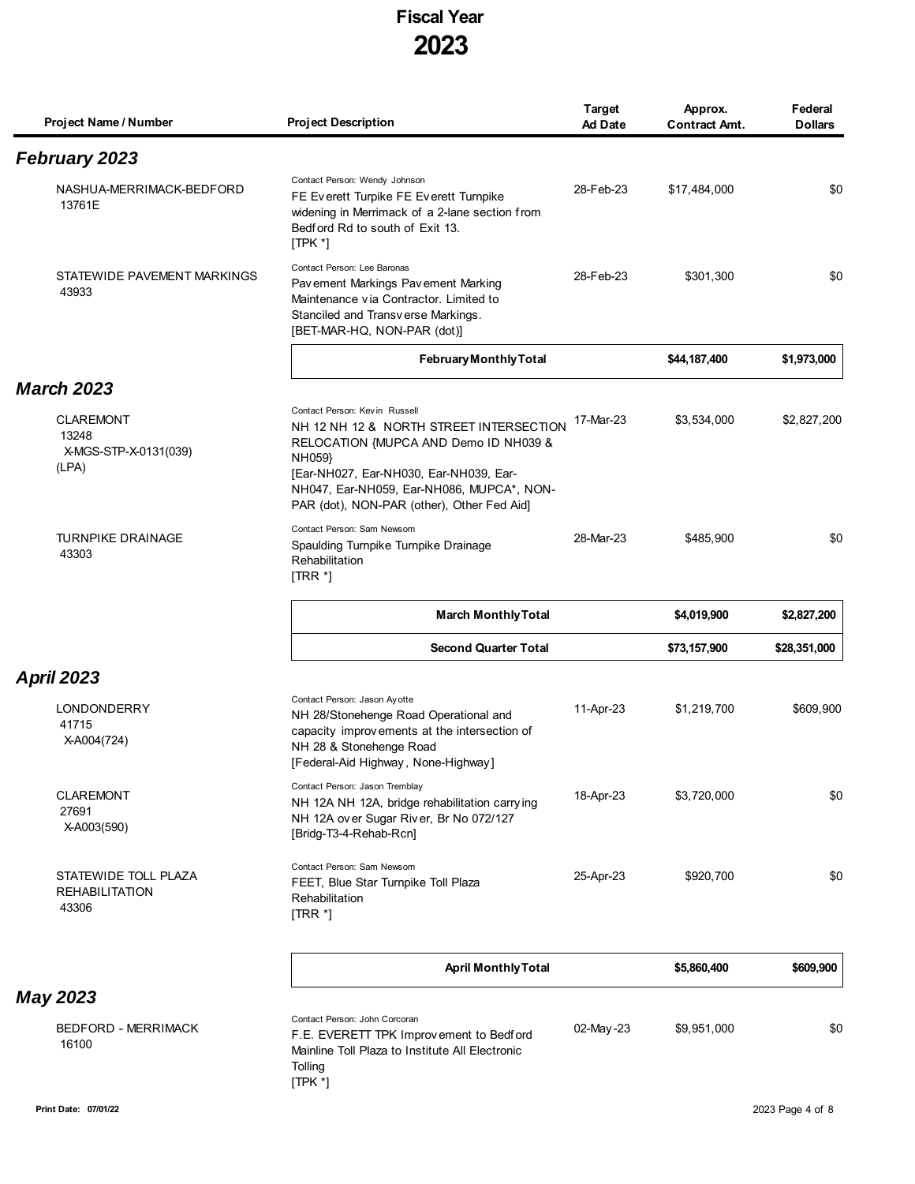# Fiscal Year
# 2023

| Project Name / Number | Project Description | Target Ad Date | Approx. Contract Amt. | Federal Dollars |
|---|---|---|---|---|
| ***February 2023*** | | | | |
| NASHUA-MERRIMACK-BEDFORD 13761E | Contact Person: Wendy Johnson FE Everett Turpike FE Everett Turnpike widening in Merrimack of a 2-lane section from Bedford Rd to south of Exit 13. [TPK *] | 28-Feb-23 | $17,484,000 | $0 |
| STATEWIDE PAVEMENT MARKINGS 43933 | Contact Person: Lee Baronas Pavement Markings Pavement Marking Maintenance via Contractor. Limited to Stanciled and Transverse Markings. [BET-MAR-HQ, NON-PAR (dot)] | 28-Feb-23 | $301,300 | $0 |
| | **February Monthly Total** | | **$44,187,400** | **$1,973,000** |
| ***March 2023*** | | | | |
| CLAREMONT 13248 X-MGS-STP-X-0131(039) (LPA) | Contact Person: Kevin Russell NH 12 NH 12 & NORTH STREET INTERSECTION RELOCATION {MUPCA AND Demo ID NH039 & NH059} [Ear-NH027, Ear-NH030, Ear-NH039, Ear-NH047, Ear-NH059, Ear-NH086, MUPCA*, NON-PAR (dot), NON-PAR (other), Other Fed Aid] | 17-Mar-23 | $3,534,000 | $2,827,200 |
| TURNPIKE DRAINAGE 43303 | Contact Person: Sam Newsom Spaulding Turnpike Turnpike Drainage Rehabilitation [TRR *] | 28-Mar-23 | $485,900 | $0 |
| | **March Monthly Total** | | **$4,019,900** | **$2,827,200** |
| | **Second Quarter Total** | | **$73,157,900** | **$28,351,000** |
| ***April 2023*** | | | | |
| LONDONDERRY 41715 X-A004(724) | Contact Person: Jason Ayotte NH 28/Stonehenge Road Operational and capacity improvements at the intersection of NH 28 & Stonehenge Road [Federal-Aid Highway, None-Highway] | 11-Apr-23 | $1,219,700 | $609,900 |
| CLAREMONT 27691 X-A003(590) | Contact Person: Jason Tremblay NH 12A NH 12A, bridge rehabilitation carrying NH 12A over Sugar River, Br No 072/127 [Bridg-T3-4-Rehab-Rcn] | 18-Apr-23 | $3,720,000 | $0 |
| STATEWIDE TOLL PLAZA REHABILITATION 43306 | Contact Person: Sam Newsom FEET, Blue Star Turnpike Toll Plaza Rehabilitation [TRR *] | 25-Apr-23 | $920,700 | $0 |
| | **April Monthly Total** | | **$5,860,400** | **$609,900** |
| ***May 2023*** | | | | |
| BEDFORD - MERRIMACK 16100 | Contact Person: John Corcoran F.E. EVERETT TPK Improvement to Bedford Mainline Toll Plaza to Institute All Electronic Tolling [TPK *] | 02-May-23 | $9,951,000 | $0 |

Print Date: 07/01/22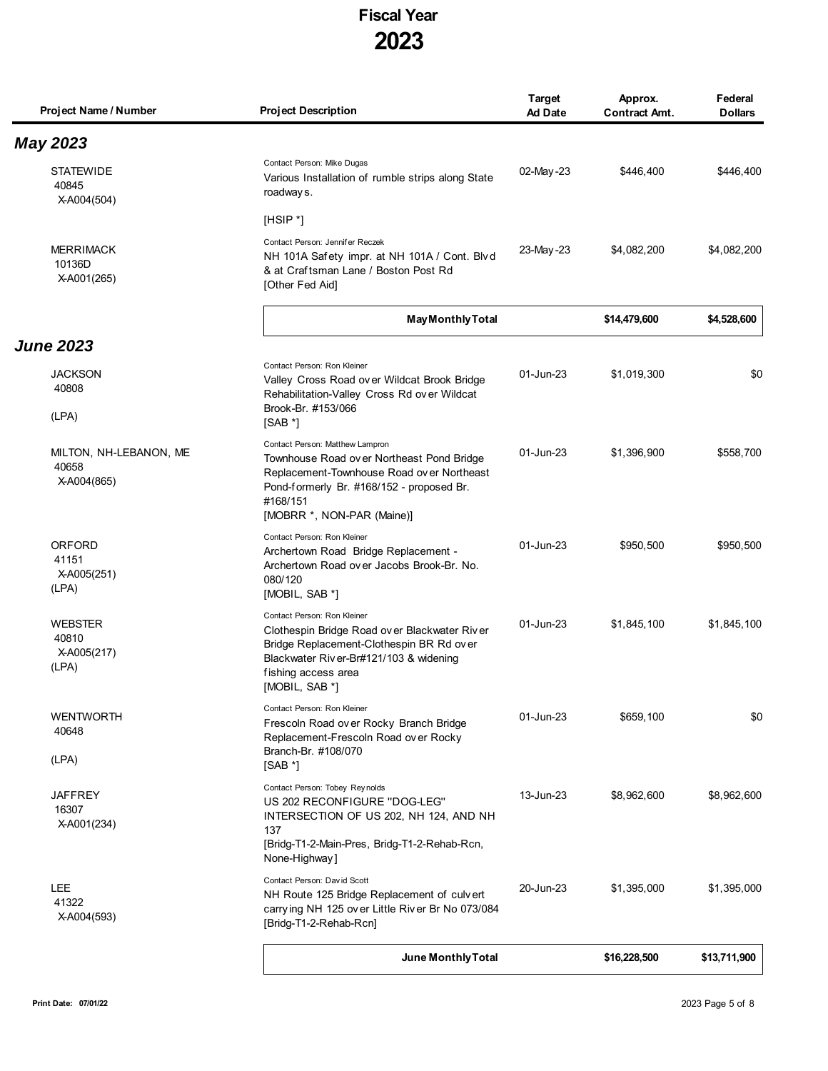# Fiscal Year
# 2023

| Project Name / Number | Project Description | Target Ad Date | Approx. Contract Amt. | Federal Dollars |
|---|---|---|---|---|
| ***May 2023*** | | | | |
| STATEWIDE<br>40845<br>X-A004(504) | Contact Person: Mike Dugas<br>Various Installation of rumble strips along State roadways.<br><br>[HSIP *] | 02-May-23 | $446,400 | $446,400 |
| MERRIMACK<br>10136D<br>X-A001(265) | Contact Person: Jennifer Reczek<br>NH 101A Safety impr. at NH 101A / Cont. Blvd & at Craftsman Lane / Boston Post Rd<br>[Other Fed Aid] | 23-May-23 | $4,082,200 | $4,082,200 |
| | **May Monthly Total** | | **$14,479,600** | **$4,528,600** |
| ***June 2023*** | | | | |
| JACKSON<br>40808<br><br>(LPA) | Contact Person: Ron Kleiner<br>Valley Cross Road over Wildcat Brook Bridge Rehabilitation-Valley Cross Rd over Wildcat Brook-Br. #153/066<br>[SAB *] | 01-Jun-23 | $1,019,300 | $0 |
| MILTON, NH-LEBANON, ME<br>40658<br>X-A004(865) | Contact Person: Matthew Lampron<br>Townhouse Road over Northeast Pond Bridge Replacement-Townhouse Road over Northeast Pond-formerly Br. #168/152 - proposed Br. #168/151<br>[MOBRR *, NON-PAR (Maine)] | 01-Jun-23 | $1,396,900 | $558,700 |
| ORFORD<br>41151<br>X-A005(251)<br>(LPA) | Contact Person: Ron Kleiner<br>Archertown Road Bridge Replacement - Archertown Road over Jacobs Brook-Br. No. 080/120<br>[MOBIL, SAB *] | 01-Jun-23 | $950,500 | $950,500 |
| WEBSTER<br>40810<br>X-A005(217)<br>(LPA) | Contact Person: Ron Kleiner<br>Clothespin Bridge Road over Blackwater River Bridge Replacement-Clothespin BR Rd over Blackwater River-Br#121/103 & widening fishing access area<br>[MOBIL, SAB *] | 01-Jun-23 | $1,845,100 | $1,845,100 |
| WENTWORTH<br>40648<br><br>(LPA) | Contact Person: Ron Kleiner<br>Frescoln Road over Rocky Branch Bridge Replacement-Frescoln Road over Rocky Branch-Br. #108/070<br>[SAB *] | 01-Jun-23 | $659,100 | $0 |
| JAFFREY<br>16307<br>X-A001(234) | Contact Person: Tobey Reynolds<br>US 202 RECONFIGURE "DOG-LEG" INTERSECTION OF US 202, NH 124, AND NH 137<br>[Bridg-T1-2-Main-Pres, Bridg-T1-2-Rehab-Rcn, None-Highway] | 13-Jun-23 | $8,962,600 | $8,962,600 |
| LEE<br>41322<br>X-A004(593) | Contact Person: David Scott<br>NH Route 125 Bridge Replacement of culvert carrying NH 125 over Little River Br No 073/084<br>[Bridg-T1-2-Rehab-Rcn] | 20-Jun-23 | $1,395,000 | $1,395,000 |
| | **June Monthly Total** | | **$16,228,500** | **$13,711,900** |

**Print Date: 07/01/22**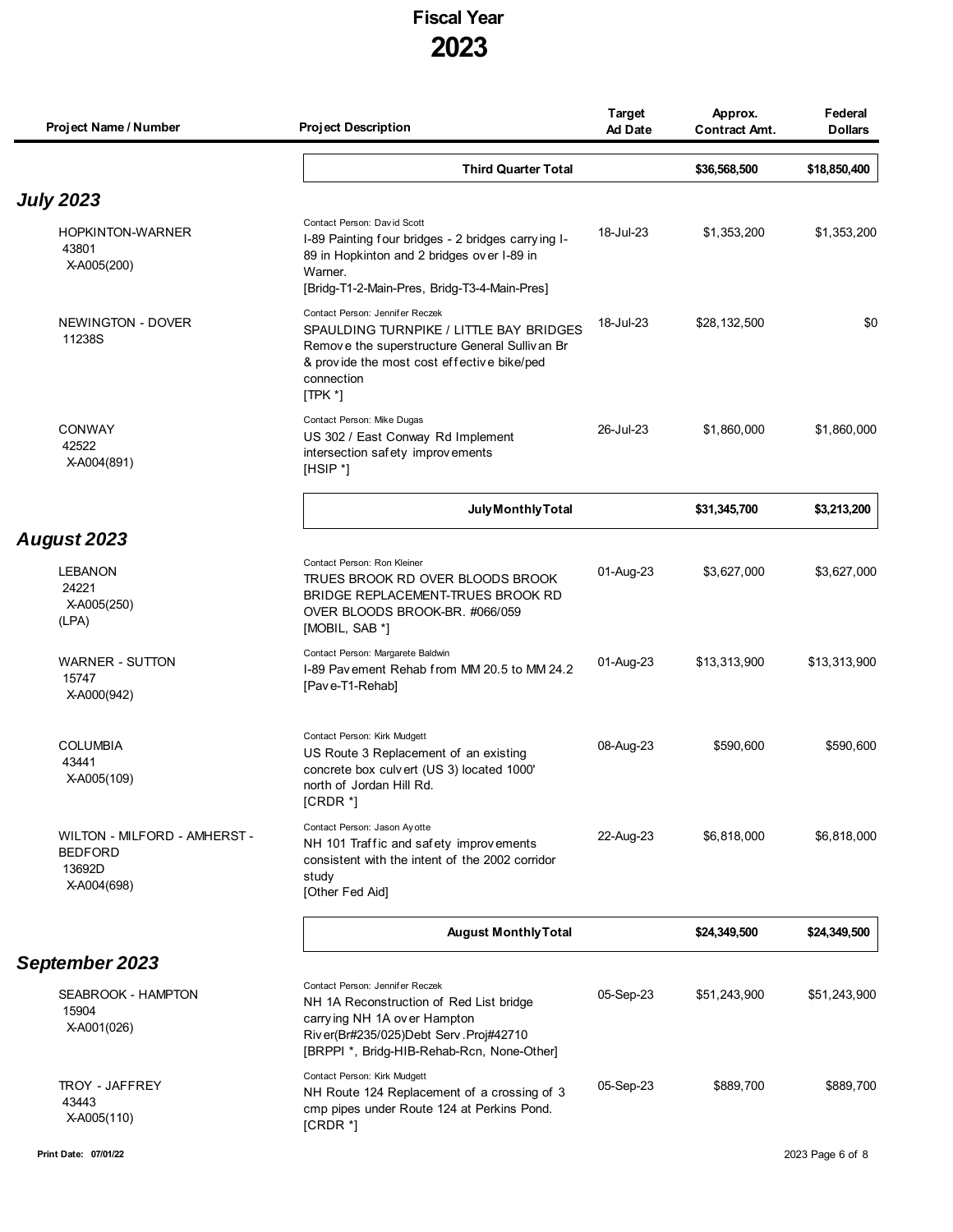# Fiscal Year 2023

| Project Name / Number | Project Description | Target Ad Date | Approx. Contract Amt. | Federal Dollars |
|---|---|---|---|---|
| | **Third Quarter Total** | | **$36,568,500** | **$18,850,400** |

## *July 2023*

| Project Name / Number | Project Description | Target Ad Date | Approx. Contract Amt. | Federal Dollars |
|---|---|---|---|---|
| HOPKINTON-WARNER 43801 X-A005(200) | Contact Person: David Scott<br>I-89 Painting four bridges - 2 bridges carrying I-89 in Hopkinton and 2 bridges over I-89 in Warner.<br>[Bridg-T1-2-Main-Pres, Bridg-T3-4-Main-Pres] | 18-Jul-23 | $1,353,200 | $1,353,200 |
| NEWINGTON - DOVER 11238S | Contact Person: Jennifer Reczek<br>SPAULDING TURNPIKE / LITTLE BAY BRIDGES Remove the superstructure General Sullivan Br & provide the most cost effective bike/ped connection<br>[TPK *] | 18-Jul-23 | $28,132,500 | $0 |
| CONWAY 42522 X-A004(891) | Contact Person: Mike Dugas<br>US 302 / East Conway Rd Implement intersection safety improvements<br>[HSIP *] | 26-Jul-23 | $1,860,000 | $1,860,000 |
| | **July Monthly Total** | | **$31,345,700** | **$3,213,200** |

## *August 2023*

| Project Name / Number | Project Description | Target Ad Date | Approx. Contract Amt. | Federal Dollars |
|---|---|---|---|---|
| LEBANON 24221 X-A005(250) (LPA) | Contact Person: Ron Kleiner<br>TRUES BROOK RD OVER BLOODS BROOK BRIDGE REPLACEMENT-TRUES BROOK RD OVER BLOODS BROOK-BR. #066/059<br>[MOBIL, SAB *] | 01-Aug-23 | $3,627,000 | $3,627,000 |
| WARNER - SUTTON 15747 X-A000(942) | Contact Person: Margarete Baldwin<br>I-89 Pavement Rehab from MM 20.5 to MM 24.2<br>[Pave-T1-Rehab] | 01-Aug-23 | $13,313,900 | $13,313,900 |
| COLUMBIA 43441 X-A005(109) | Contact Person: Kirk Mudgett<br>US Route 3 Replacement of an existing concrete box culvert (US 3) located 1000' north of Jordan Hill Rd.<br>[CRDR *] | 08-Aug-23 | $590,600 | $590,600 |
| WILTON - MILFORD - AMHERST - BEDFORD 13692D X-A004(698) | Contact Person: Jason Ayotte<br>NH 101 Traffic and safety improvements consistent with the intent of the 2002 corridor study<br>[Other Fed Aid] | 22-Aug-23 | $6,818,000 | $6,818,000 |
| | **August Monthly Total** | | **$24,349,500** | **$24,349,500** |

## *September 2023*

| Project Name / Number | Project Description | Target Ad Date | Approx. Contract Amt. | Federal Dollars |
|---|---|---|---|---|
| SEABROOK - HAMPTON 15904 X-A001(026) | Contact Person: Jennifer Reczek<br>NH 1A Reconstruction of Red List bridge carrying NH 1A over Hampton River(Br#235/025)Debt Serv.Proj#42710<br>[BRPPI *, Bridg-HIB-Rehab-Rcn, None-Other] | 05-Sep-23 | $51,243,900 | $51,243,900 |
| TROY - JAFFREY 43443 X-A005(110) | Contact Person: Kirk Mudgett<br>NH Route 124 Replacement of a crossing of 3 cmp pipes under Route 124 at Perkins Pond.<br>[CRDR *] | 05-Sep-23 | $889,700 | $889,700 |

Print Date: 07/01/22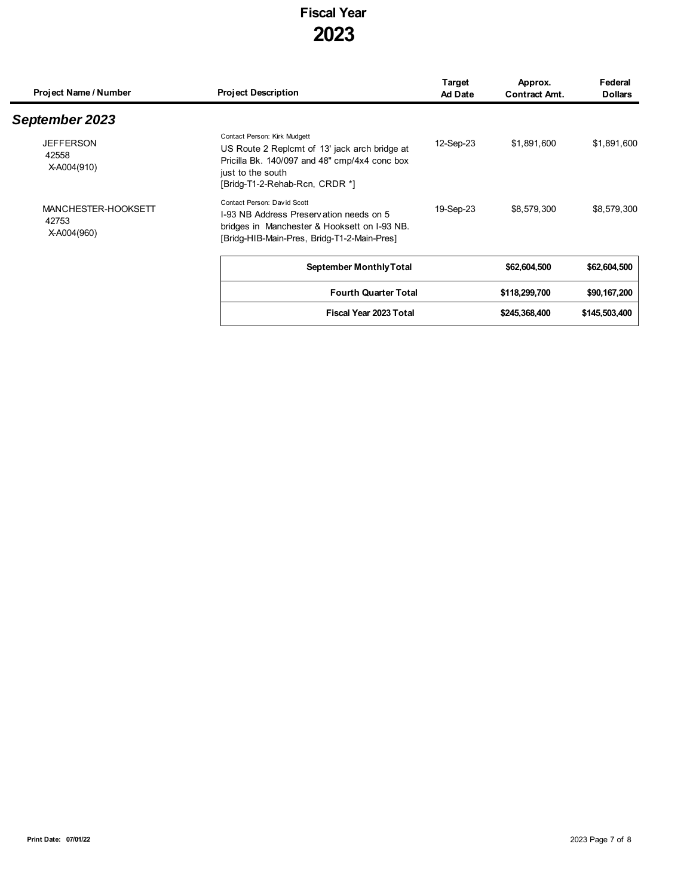# Fiscal Year 2023

| Project Name / Number | Project Description | Target Ad Date | Approx. Contract Amt. | Federal Dollars |
|---|---|---|---|---|
| ***September 2023*** | | | | |
| JEFFERSON<br>42558<br>X-A004(910) | Contact Person: Kirk Mudgett<br>US Route 2 Replcmt of 13' jack arch bridge at Pricilla Bk. 140/097 and 48" cmp/4x4 conc box just to the south<br>[Bridg-T1-2-Rehab-Rcn, CRDR *] | 12-Sep-23 | $1,891,600 | $1,891,600 |
| MANCHESTER-HOOKSETT<br>42753<br>X-A004(960) | Contact Person: David Scott<br>I-93 NB Address Preservation needs on 5 bridges in Manchester & Hooksett on I-93 NB.<br>[Bridg-HIB-Main-Pres, Bridg-T1-2-Main-Pres] | 19-Sep-23 | $8,579,300 | $8,579,300 |
| | **September Monthly Total** | | **$62,604,500** | **$62,604,500** |
| | **Fourth Quarter Total** | | **$118,299,700** | **$90,167,200** |
| | **Fiscal Year 2023 Total** | | **$245,368,400** | **$145,503,400** |

**Print Date: 07/01/22**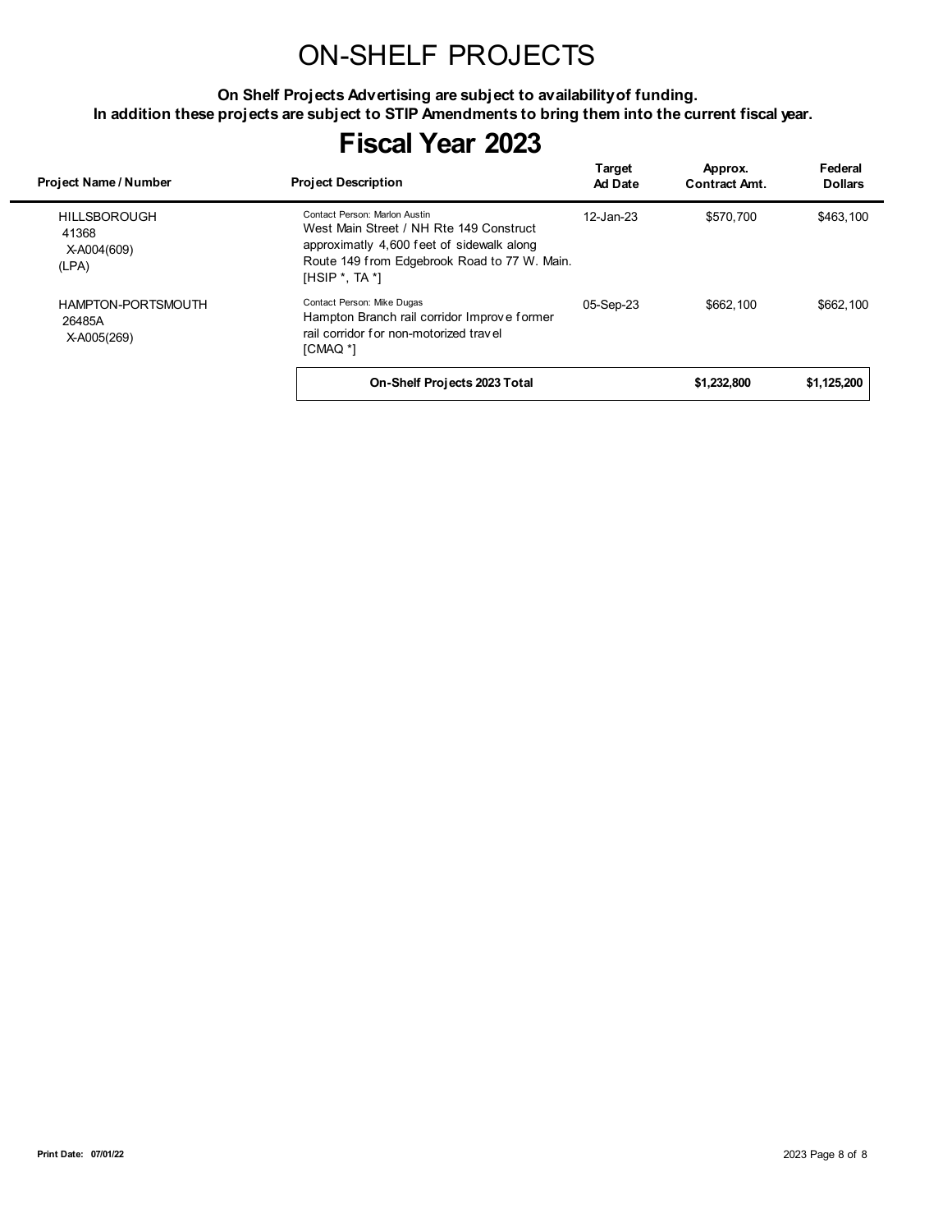# ON-SHELF PROJECTS

**On Shelf Projects Advertising are subject to availability of funding.**
**In addition these projects are subject to STIP Amendments to bring them into the current fiscal year.**

## Fiscal Year 2023

| Project Name / Number | Project Description | Target Ad Date | Approx. Contract Amt. | Federal Dollars |
|---|---|---|---|---|
| HILLSBOROUGH<br>41368<br>X-A004(609)<br>(LPA) | Contact Person: Marlon Austin<br>West Main Street / NH Rte 149 Construct approximatly 4,600 feet of sidewalk along Route 149 from Edgebrook Road to 77 W. Main.<br>[HSIP *, TA *] | 12-Jan-23 | $570,700 | $463,100 |
| HAMPTON-PORTSMOUTH<br>26485A<br>X-A005(269) | Contact Person: Mike Dugas<br>Hampton Branch rail corridor Improve former rail corridor for non-motorized travel<br>[CMAQ *] | 05-Sep-23 | $662,100 | $662,100 |
| | **On-Shelf Projects 2023 Total** | | **$1,232,800** | **$1,125,200** |

**Print Date: 07/01/22**